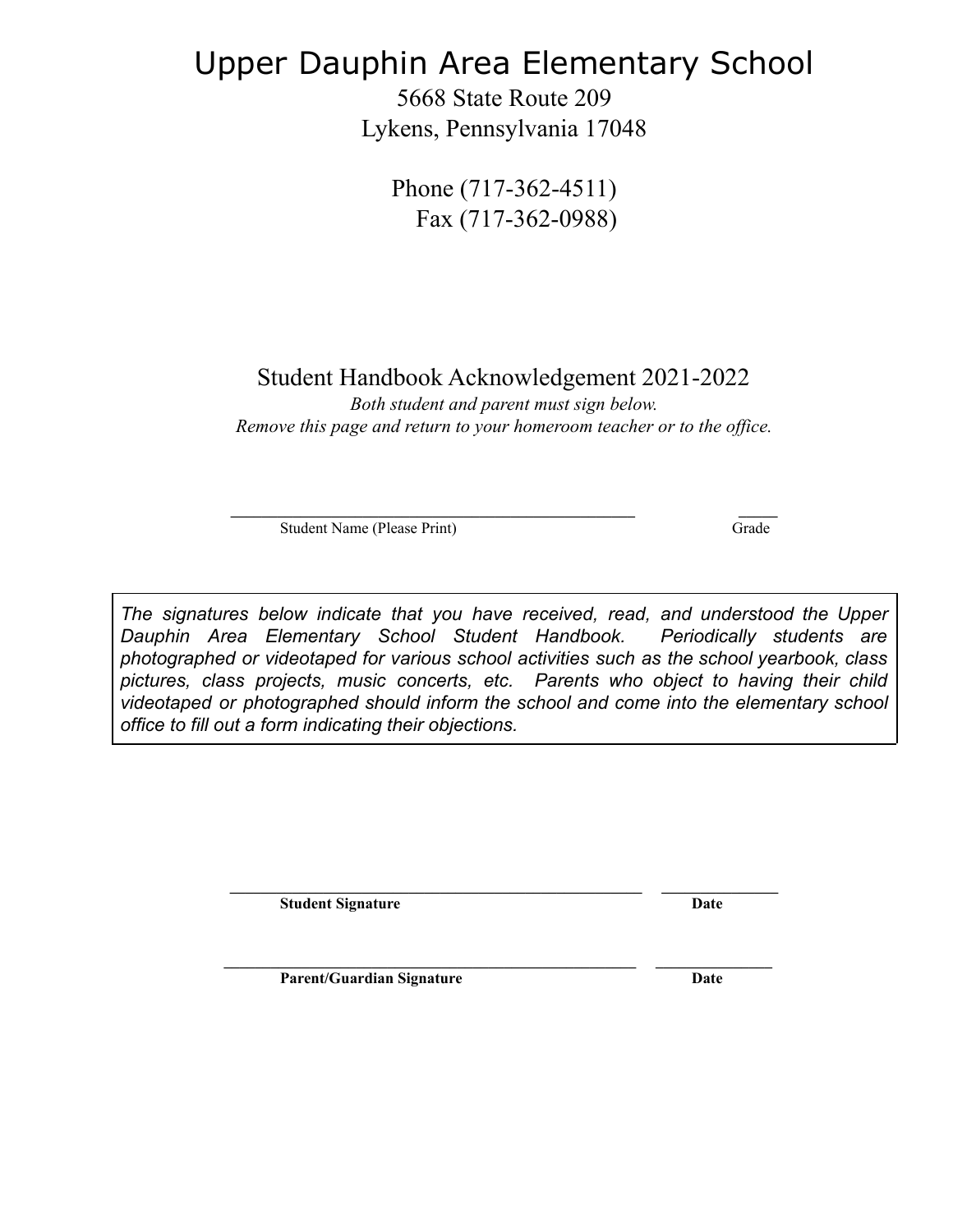# Upper Dauphin Area Elementary School

5668 State Route 209
Lykens, Pennsylvania 17048

Phone (717-362-4511)
Fax (717-362-0988)

## Student Handbook Acknowledgement 2021-2022

*Both student and parent must sign below.*
*Remove this page and return to your homeroom teacher or to the office.*

_______________________________________________ _____
Student Name (Please Print) Grade

*The signatures below indicate that you have received, read, and understood the Upper Dauphin Area Elementary School Student Handbook. Periodically students are photographed or videotaped for various school activities such as the school yearbook, class pictures, class projects, music concerts, etc. Parents who object to having their child videotaped or photographed should inform the school and come into the elementary school office to fill out a form indicating their objections.*

_______________________________________________ ______________
**Student Signature** **Date**

_______________________________________________ ______________
**Parent/Guardian Signature** **Date**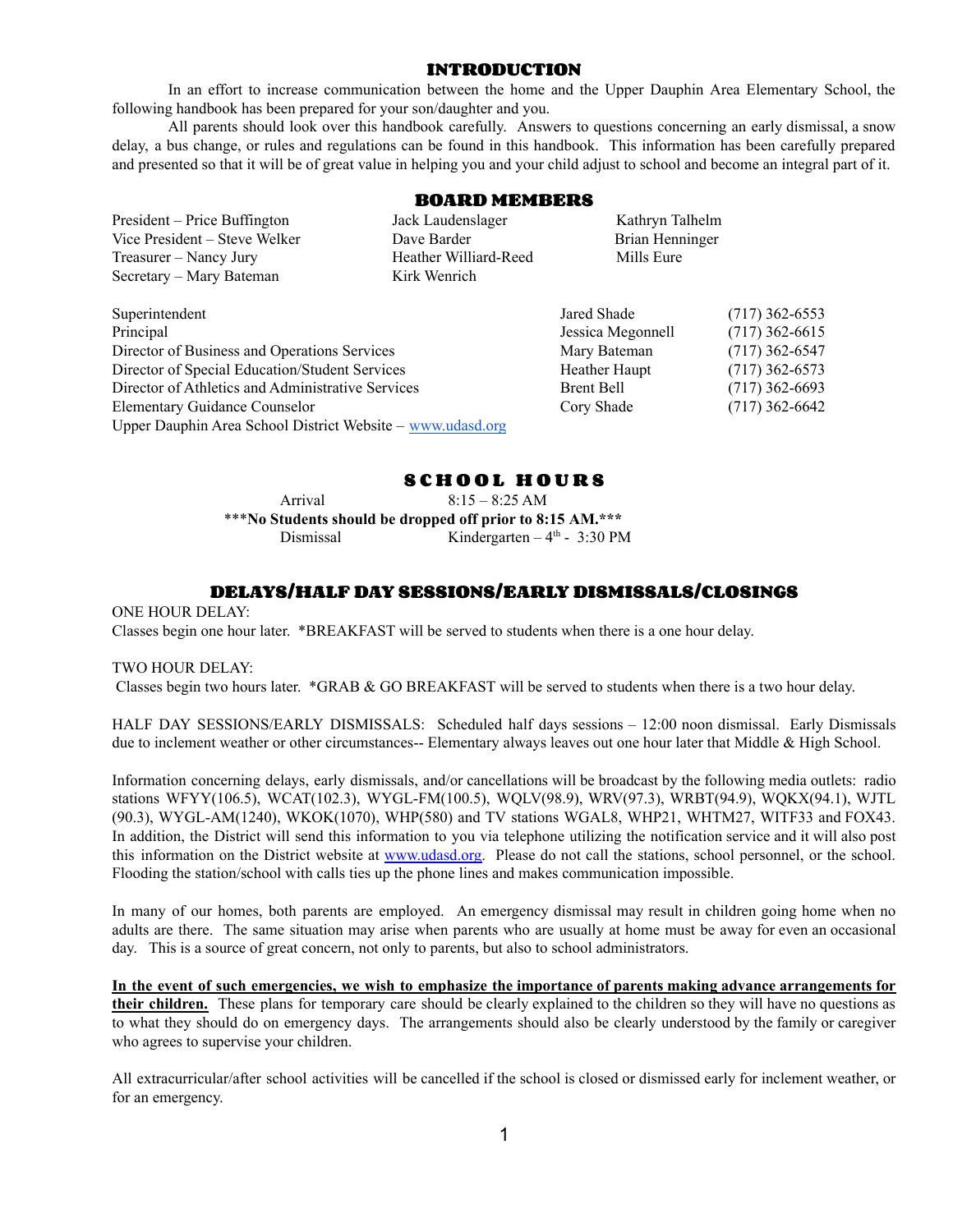## INTRODUCTION

In an effort to increase communication between the home and the Upper Dauphin Area Elementary School, the following handbook has been prepared for your son/daughter and you.

All parents should look over this handbook carefully. Answers to questions concerning an early dismissal, a snow delay, a bus change, or rules and regulations can be found in this handbook. This information has been carefully prepared and presented so that it will be of great value in helping you and your child adjust to school and become an integral part of it.

## BOARD MEMBERS

| | | |
|---|---|---|
| President – Price Buffington | Jack Laudenslager | Kathryn Talhelm |
| Vice President – Steve Welker | Dave Barder | Brian Henninger |
| Treasurer – Nancy Jury | Heather Williard-Reed | Mills Eure |
| Secretary – Mary Bateman | Kirk Wenrich | |

| | | |
|---|---|---|
| Superintendent | Jared Shade | (717) 362-6553 |
| Principal | Jessica Megonnell | (717) 362-6615 |
| Director of Business and Operations Services | Mary Bateman | (717) 362-6547 |
| Director of Special Education/Student Services | Heather Haupt | (717) 362-6573 |
| Director of Athletics and Administrative Services | Brent Bell | (717) 362-6693 |
| Elementary Guidance Counselor | Cory Shade | (717) 362-6642 |

Upper Dauphin Area School District Website – www.udasd.org

## SCHOOL HOURS

Arrival 8:15 – 8:25 AM

***No Students should be dropped off prior to 8:15 AM.***

Dismissal Kindergarten – 4th - 3:30 PM

## DELAYS/HALF DAY SESSIONS/EARLY DISMISSALS/CLOSINGS

ONE HOUR DELAY:
Classes begin one hour later. *BREAKFAST will be served to students when there is a one hour delay.

TWO HOUR DELAY:
Classes begin two hours later. *GRAB & GO BREAKFAST will be served to students when there is a two hour delay.

HALF DAY SESSIONS/EARLY DISMISSALS: Scheduled half days sessions – 12:00 noon dismissal. Early Dismissals due to inclement weather or other circumstances-- Elementary always leaves out one hour later that Middle & High School.

Information concerning delays, early dismissals, and/or cancellations will be broadcast by the following media outlets: radio stations WFYY(106.5), WCAT(102.3), WYGL-FM(100.5), WQLV(98.9), WRV(97.3), WRBT(94.9), WQKX(94.1), WJTL (90.3), WYGL-AM(1240), WKOK(1070), WHP(580) and TV stations WGAL8, WHP21, WHTM27, WITF33 and FOX43. In addition, the District will send this information to you via telephone utilizing the notification service and it will also post this information on the District website at www.udasd.org. Please do not call the stations, school personnel, or the school. Flooding the station/school with calls ties up the phone lines and makes communication impossible.

In many of our homes, both parents are employed. An emergency dismissal may result in children going home when no adults are there. The same situation may arise when parents who are usually at home must be away for even an occasional day. This is a source of great concern, not only to parents, but also to school administrators.

**In the event of such emergencies, we wish to emphasize the importance of parents making advance arrangements for their children.** These plans for temporary care should be clearly explained to the children so they will have no questions as to what they should do on emergency days. The arrangements should also be clearly understood by the family or caregiver who agrees to supervise your children.

All extracurricular/after school activities will be cancelled if the school is closed or dismissed early for inclement weather, or for an emergency.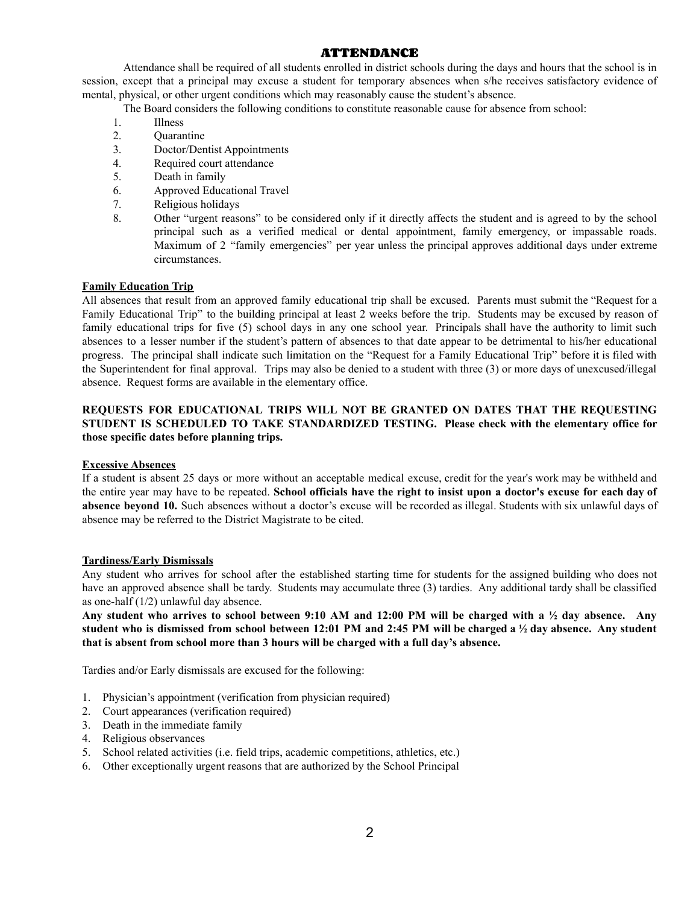# ATTENDANCE

Attendance shall be required of all students enrolled in district schools during the days and hours that the school is in session, except that a principal may excuse a student for temporary absences when s/he receives satisfactory evidence of mental, physical, or other urgent conditions which may reasonably cause the student's absence.

The Board considers the following conditions to constitute reasonable cause for absence from school:

1. Illness
2. Quarantine
3. Doctor/Dentist Appointments
4. Required court attendance
5. Death in family
6. Approved Educational Travel
7. Religious holidays
8. Other "urgent reasons" to be considered only if it directly affects the student and is agreed to by the school principal such as a verified medical or dental appointment, family emergency, or impassable roads. Maximum of 2 "family emergencies" per year unless the principal approves additional days under extreme circumstances.

## Family Education Trip

All absences that result from an approved family educational trip shall be excused. Parents must submit the "Request for a Family Educational Trip" to the building principal at least 2 weeks before the trip. Students may be excused by reason of family educational trips for five (5) school days in any one school year. Principals shall have the authority to limit such absences to a lesser number if the student's pattern of absences to that date appear to be detrimental to his/her educational progress. The principal shall indicate such limitation on the "Request for a Family Educational Trip" before it is filed with the Superintendent for final approval. Trips may also be denied to a student with three (3) or more days of unexcused/illegal absence. Request forms are available in the elementary office.

**REQUESTS FOR EDUCATIONAL TRIPS WILL NOT BE GRANTED ON DATES THAT THE REQUESTING STUDENT IS SCHEDULED TO TAKE STANDARDIZED TESTING. Please check with the elementary office for those specific dates before planning trips.**

## Excessive Absences

If a student is absent 25 days or more without an acceptable medical excuse, credit for the year's work may be withheld and the entire year may have to be repeated. **School officials have the right to insist upon a doctor's excuse for each day of absence beyond 10.** Such absences without a doctor's excuse will be recorded as illegal. Students with six unlawful days of absence may be referred to the District Magistrate to be cited.

## Tardiness/Early Dismissals

Any student who arrives for school after the established starting time for students for the assigned building who does not have an approved absence shall be tardy. Students may accumulate three (3) tardies. Any additional tardy shall be classified as one-half (1/2) unlawful day absence.

**Any student who arrives to school between 9:10 AM and 12:00 PM will be charged with a ½ day absence. Any student who is dismissed from school between 12:01 PM and 2:45 PM will be charged a ½ day absence. Any student that is absent from school more than 3 hours will be charged with a full day's absence.**

Tardies and/or Early dismissals are excused for the following:

1. Physician's appointment (verification from physician required)
2. Court appearances (verification required)
3. Death in the immediate family
4. Religious observances
5. School related activities (i.e. field trips, academic competitions, athletics, etc.)
6. Other exceptionally urgent reasons that are authorized by the School Principal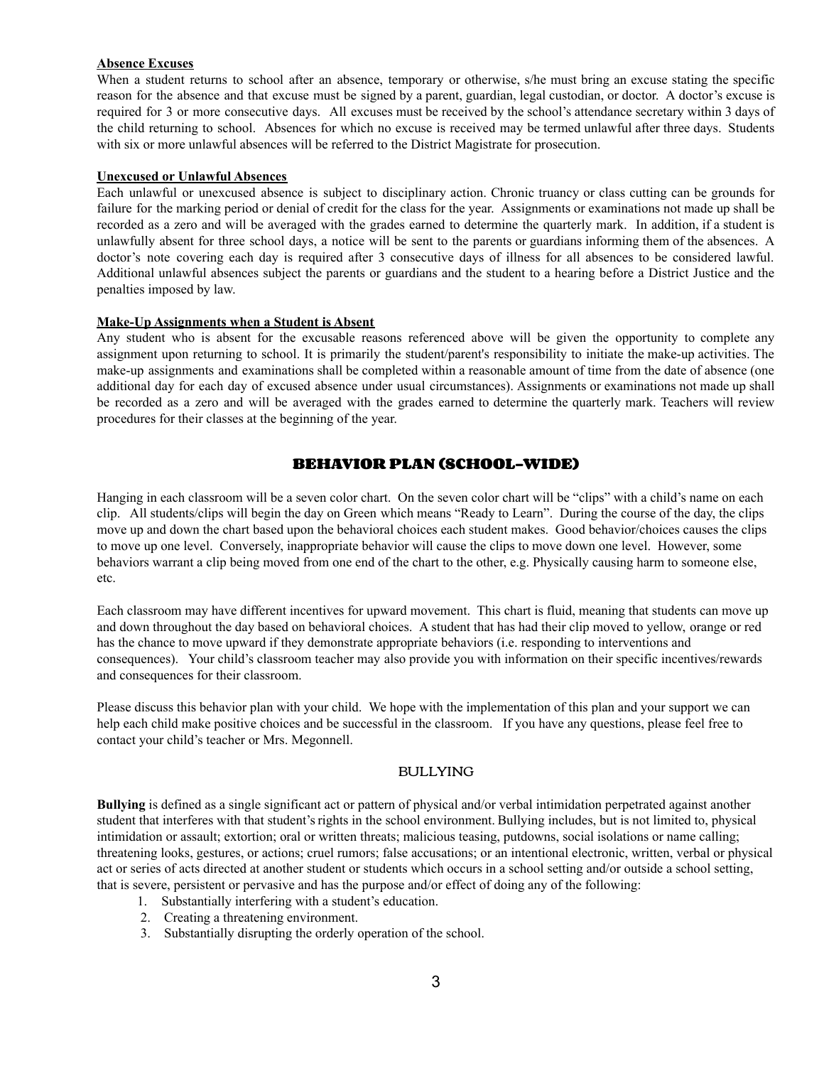**Absence Excuses**

When a student returns to school after an absence, temporary or otherwise, s/he must bring an excuse stating the specific reason for the absence and that excuse must be signed by a parent, guardian, legal custodian, or doctor. A doctor's excuse is required for 3 or more consecutive days. All excuses must be received by the school's attendance secretary within 3 days of the child returning to school. Absences for which no excuse is received may be termed unlawful after three days. Students with six or more unlawful absences will be referred to the District Magistrate for prosecution.

**Unexcused or Unlawful Absences**

Each unlawful or unexcused absence is subject to disciplinary action. Chronic truancy or class cutting can be grounds for failure for the marking period or denial of credit for the class for the year. Assignments or examinations not made up shall be recorded as a zero and will be averaged with the grades earned to determine the quarterly mark. In addition, if a student is unlawfully absent for three school days, a notice will be sent to the parents or guardians informing them of the absences. A doctor's note covering each day is required after 3 consecutive days of illness for all absences to be considered lawful. Additional unlawful absences subject the parents or guardians and the student to a hearing before a District Justice and the penalties imposed by law.

**Make-Up Assignments when a Student is Absent**

Any student who is absent for the excusable reasons referenced above will be given the opportunity to complete any assignment upon returning to school. It is primarily the student/parent's responsibility to initiate the make-up activities. The make-up assignments and examinations shall be completed within a reasonable amount of time from the date of absence (one additional day for each day of excused absence under usual circumstances). Assignments or examinations not made up shall be recorded as a zero and will be averaged with the grades earned to determine the quarterly mark. Teachers will review procedures for their classes at the beginning of the year.

## BEHAVIOR PLAN (SCHOOL-WIDE)

Hanging in each classroom will be a seven color chart. On the seven color chart will be "clips" with a child's name on each clip. All students/clips will begin the day on Green which means "Ready to Learn". During the course of the day, the clips move up and down the chart based upon the behavioral choices each student makes. Good behavior/choices causes the clips to move up one level. Conversely, inappropriate behavior will cause the clips to move down one level. However, some behaviors warrant a clip being moved from one end of the chart to the other, e.g. Physically causing harm to someone else, etc.

Each classroom may have different incentives for upward movement. This chart is fluid, meaning that students can move up and down throughout the day based on behavioral choices. A student that has had their clip moved to yellow, orange or red has the chance to move upward if they demonstrate appropriate behaviors (i.e. responding to interventions and consequences). Your child's classroom teacher may also provide you with information on their specific incentives/rewards and consequences for their classroom.

Please discuss this behavior plan with your child. We hope with the implementation of this plan and your support we can help each child make positive choices and be successful in the classroom. If you have any questions, please feel free to contact your child's teacher or Mrs. Megonnell.

### BULLYING

**Bullying** is defined as a single significant act or pattern of physical and/or verbal intimidation perpetrated against another student that interferes with that student's rights in the school environment. Bullying includes, but is not limited to, physical intimidation or assault; extortion; oral or written threats; malicious teasing, putdowns, social isolations or name calling; threatening looks, gestures, or actions; cruel rumors; false accusations; or an intentional electronic, written, verbal or physical act or series of acts directed at another student or students which occurs in a school setting and/or outside a school setting, that is severe, persistent or pervasive and has the purpose and/or effect of doing any of the following:

1. Substantially interfering with a student's education.
2. Creating a threatening environment.
3. Substantially disrupting the orderly operation of the school.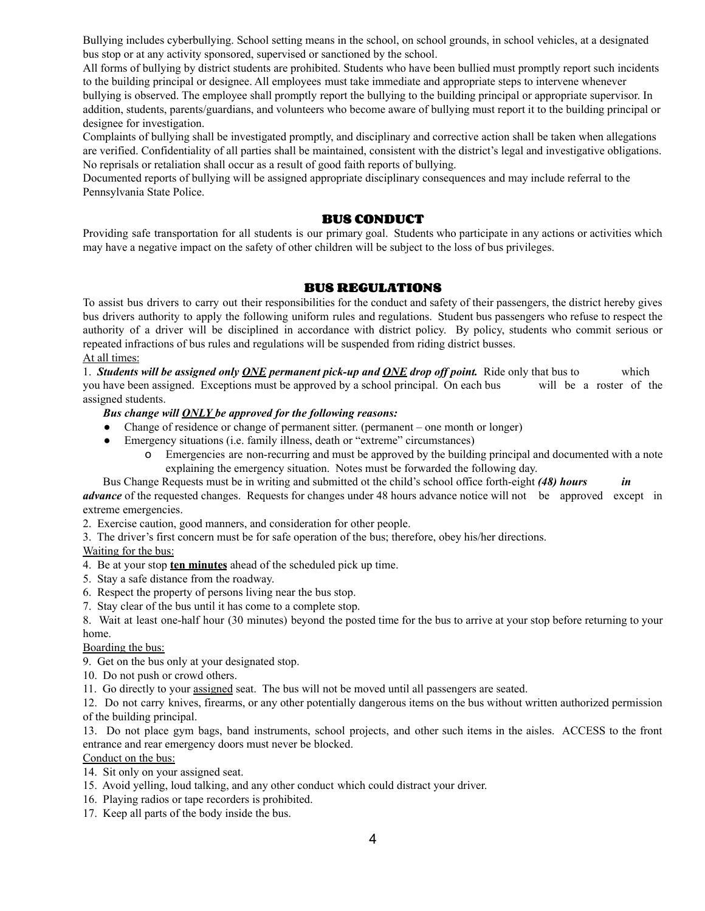Bullying includes cyberbullying. School setting means in the school, on school grounds, in school vehicles, at a designated bus stop or at any activity sponsored, supervised or sanctioned by the school.

All forms of bullying by district students are prohibited. Students who have been bullied must promptly report such incidents to the building principal or designee. All employees must take immediate and appropriate steps to intervene whenever bullying is observed. The employee shall promptly report the bullying to the building principal or appropriate supervisor. In addition, students, parents/guardians, and volunteers who become aware of bullying must report it to the building principal or designee for investigation.

Complaints of bullying shall be investigated promptly, and disciplinary and corrective action shall be taken when allegations are verified. Confidentiality of all parties shall be maintained, consistent with the district's legal and investigative obligations. No reprisals or retaliation shall occur as a result of good faith reports of bullying.

Documented reports of bullying will be assigned appropriate disciplinary consequences and may include referral to the Pennsylvania State Police.

## BUS CONDUCT

Providing safe transportation for all students is our primary goal. Students who participate in any actions or activities which may have a negative impact on the safety of other children will be subject to the loss of bus privileges.

## BUS REGULATIONS

To assist bus drivers to carry out their responsibilities for the conduct and safety of their passengers, the district hereby gives bus drivers authority to apply the following uniform rules and regulations. Student bus passengers who refuse to respect the authority of a driver will be disciplined in accordance with district policy. By policy, students who commit serious or repeated infractions of bus rules and regulations will be suspended from riding district busses.

<u>At all times:</u>

1. ***Students will be assigned only <u>ONE</u> permanent pick-up and <u>ONE</u> drop off point.*** Ride only that bus to which you have been assigned. Exceptions must be approved by a school principal. On each bus will be a roster of the assigned students.

   ***Bus change will <u>ONLY</u> be approved for the following reasons:***
   - Change of residence or change of permanent sitter. (permanent – one month or longer)
   - Emergency situations (i.e. family illness, death or "extreme" circumstances)
     - Emergencies are non-recurring and must be approved by the building principal and documented with a note explaining the emergency situation. Notes must be forwarded the following day.

   Bus Change Requests must be in writing and submitted ot the child's school office forth-eight ***(48) hours in advance*** of the requested changes. Requests for changes under 48 hours advance notice will not be approved except in extreme emergencies.
2. Exercise caution, good manners, and consideration for other people.
3. The driver's first concern must be for safe operation of the bus; therefore, obey his/her directions.

<u>Waiting for the bus:</u>

4. Be at your stop **<u>ten minutes</u>** ahead of the scheduled pick up time.
5. Stay a safe distance from the roadway.
6. Respect the property of persons living near the bus stop.
7. Stay clear of the bus until it has come to a complete stop.
8. Wait at least one-half hour (30 minutes) beyond the posted time for the bus to arrive at your stop before returning to your home.

<u>Boarding the bus:</u>

9. Get on the bus only at your designated stop.
10. Do not push or crowd others.
11. Go directly to your <u>assigned</u> seat. The bus will not be moved until all passengers are seated.
12. Do not carry knives, firearms, or any other potentially dangerous items on the bus without written authorized permission of the building principal.
13. Do not place gym bags, band instruments, school projects, and other such items in the aisles. ACCESS to the front entrance and rear emergency doors must never be blocked.

<u>Conduct on the bus:</u>

14. Sit only on your assigned seat.
15. Avoid yelling, loud talking, and any other conduct which could distract your driver.
16. Playing radios or tape recorders is prohibited.
17. Keep all parts of the body inside the bus.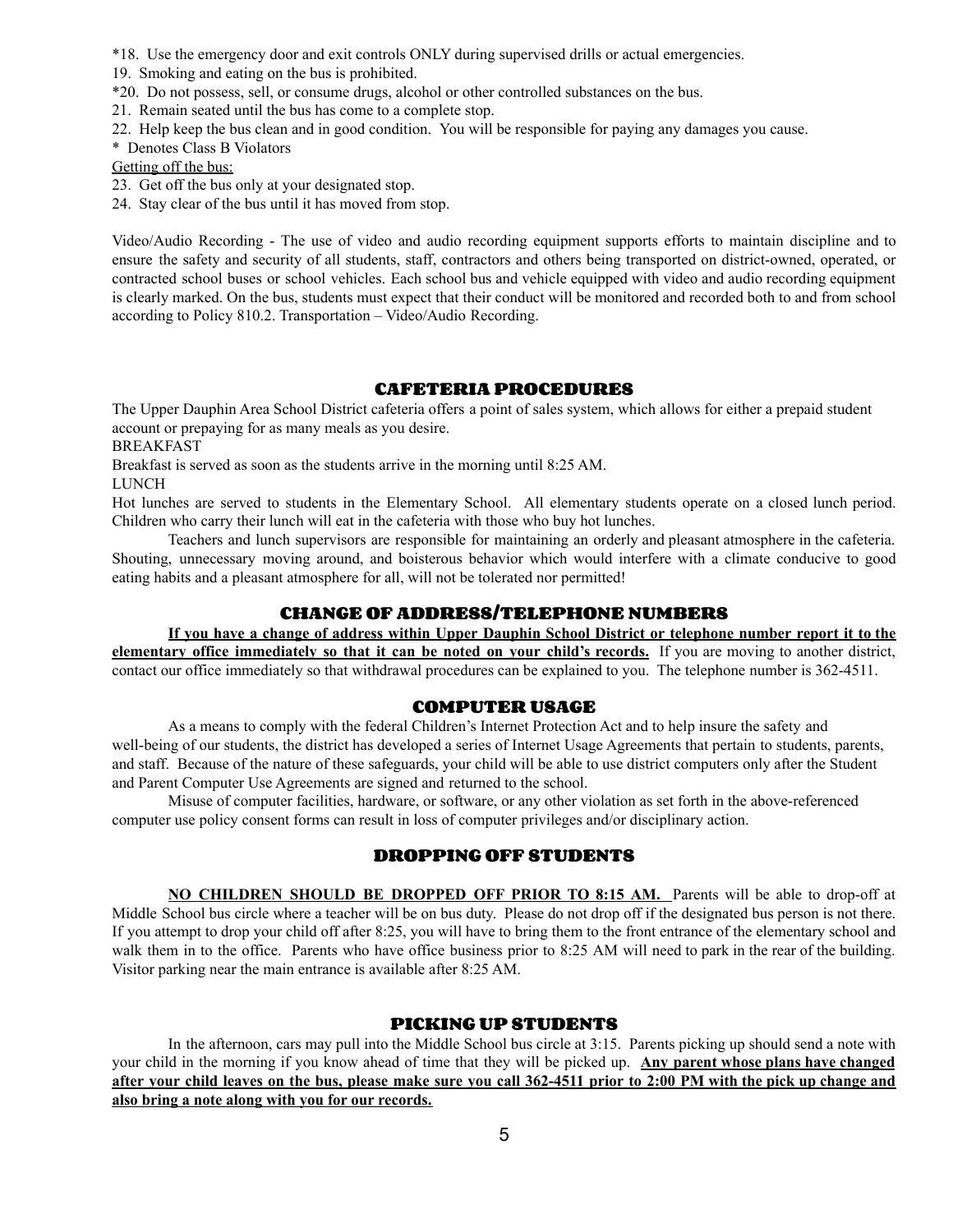*18. Use the emergency door and exit controls ONLY during supervised drills or actual emergencies.

19. Smoking and eating on the bus is prohibited.

*20. Do not possess, sell, or consume drugs, alcohol or other controlled substances on the bus.

21. Remain seated until the bus has come to a complete stop.

22. Help keep the bus clean and in good condition. You will be responsible for paying any damages you cause.

* Denotes Class B Violators

<u>Getting off the bus:</u>

23. Get off the bus only at your designated stop.

24. Stay clear of the bus until it has moved from stop.

Video/Audio Recording - The use of video and audio recording equipment supports efforts to maintain discipline and to ensure the safety and security of all students, staff, contractors and others being transported on district-owned, operated, or contracted school buses or school vehicles. Each school bus and vehicle equipped with video and audio recording equipment is clearly marked. On the bus, students must expect that their conduct will be monitored and recorded both to and from school according to Policy 810.2. Transportation – Video/Audio Recording.

## CAFETERIA PROCEDURES

The Upper Dauphin Area School District cafeteria offers a point of sales system, which allows for either a prepaid student account or prepaying for as many meals as you desire.

BREAKFAST

Breakfast is served as soon as the students arrive in the morning until 8:25 AM.

LUNCH

Hot lunches are served to students in the Elementary School. All elementary students operate on a closed lunch period. Children who carry their lunch will eat in the cafeteria with those who buy hot lunches.

Teachers and lunch supervisors are responsible for maintaining an orderly and pleasant atmosphere in the cafeteria. Shouting, unnecessary moving around, and boisterous behavior which would interfere with a climate conducive to good eating habits and a pleasant atmosphere for all, will not be tolerated nor permitted!

## CHANGE OF ADDRESS/TELEPHONE NUMBERS

**<u>If you have a change of address within Upper Dauphin School District or telephone number report it to the elementary office immediately so that it can be noted on your child's records.</u>** If you are moving to another district, contact our office immediately so that withdrawal procedures can be explained to you. The telephone number is 362-4511.

## COMPUTER USAGE

As a means to comply with the federal Children's Internet Protection Act and to help insure the safety and well-being of our students, the district has developed a series of Internet Usage Agreements that pertain to students, parents, and staff. Because of the nature of these safeguards, your child will be able to use district computers only after the Student and Parent Computer Use Agreements are signed and returned to the school.

Misuse of computer facilities, hardware, or software, or any other violation as set forth in the above-referenced computer use policy consent forms can result in loss of computer privileges and/or disciplinary action.

## DROPPING OFF STUDENTS

**<u>NO CHILDREN SHOULD BE DROPPED OFF PRIOR TO 8:15 AM.</u>** Parents will be able to drop-off at Middle School bus circle where a teacher will be on bus duty. Please do not drop off if the designated bus person is not there. If you attempt to drop your child off after 8:25, you will have to bring them to the front entrance of the elementary school and walk them in to the office. Parents who have office business prior to 8:25 AM will need to park in the rear of the building. Visitor parking near the main entrance is available after 8:25 AM.

## PICKING UP STUDENTS

In the afternoon, cars may pull into the Middle School bus circle at 3:15. Parents picking up should send a note with your child in the morning if you know ahead of time that they will be picked up. **<u>Any parent whose plans have changed after your child leaves on the bus, please make sure you call 362-4511 prior to 2:00 PM with the pick up change and also bring a note along with you for our records.</u>**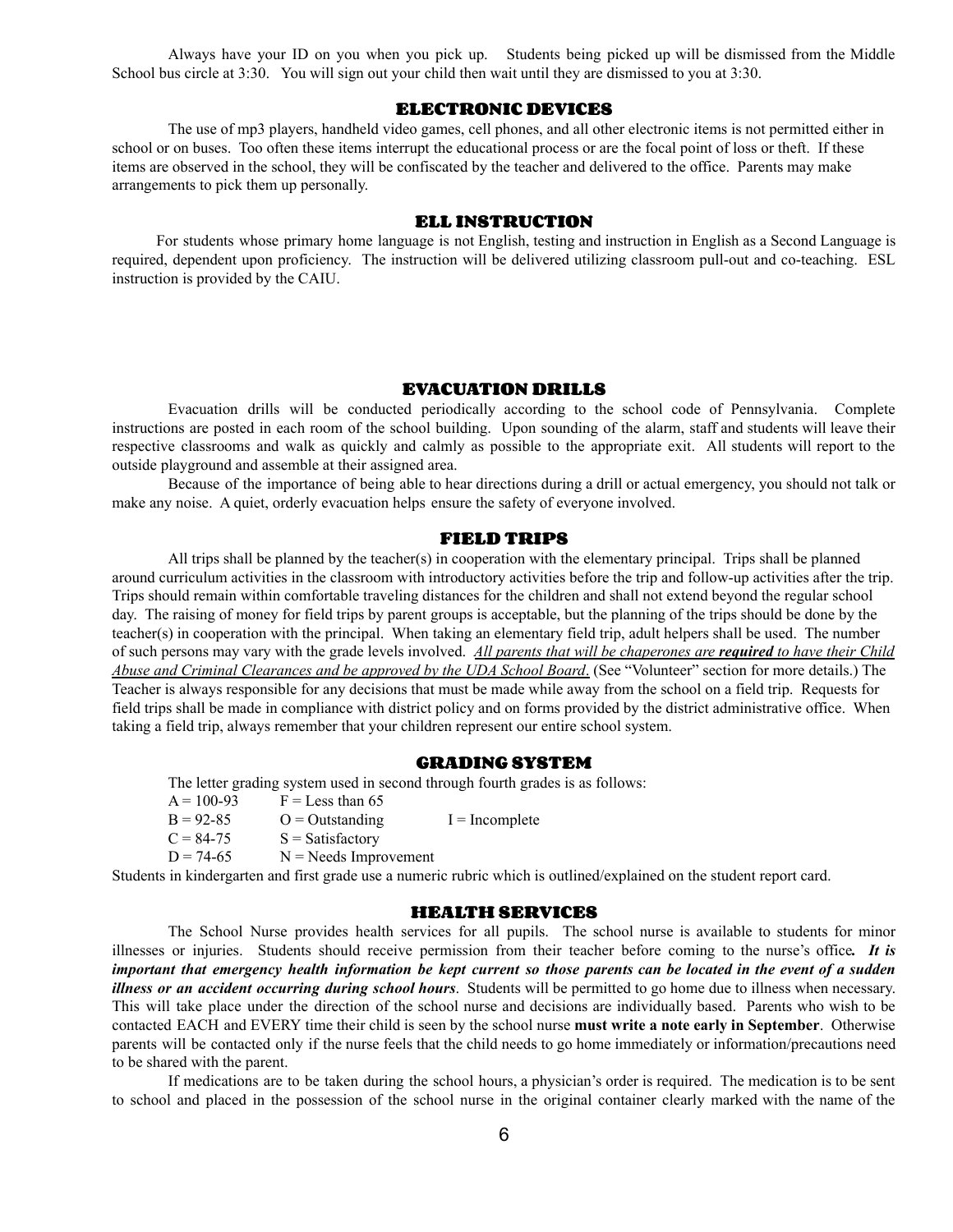Always have your ID on you when you pick up. Students being picked up will be dismissed from the Middle School bus circle at 3:30. You will sign out your child then wait until they are dismissed to you at 3:30.

## ELECTRONIC DEVICES

The use of mp3 players, handheld video games, cell phones, and all other electronic items is not permitted either in school or on buses. Too often these items interrupt the educational process or are the focal point of loss or theft. If these items are observed in the school, they will be confiscated by the teacher and delivered to the office. Parents may make arrangements to pick them up personally.

## ELL INSTRUCTION

For students whose primary home language is not English, testing and instruction in English as a Second Language is required, dependent upon proficiency. The instruction will be delivered utilizing classroom pull-out and co-teaching. ESL instruction is provided by the CAIU.

## EVACUATION DRILLS

Evacuation drills will be conducted periodically according to the school code of Pennsylvania. Complete instructions are posted in each room of the school building. Upon sounding of the alarm, staff and students will leave their respective classrooms and walk as quickly and calmly as possible to the appropriate exit. All students will report to the outside playground and assemble at their assigned area.

Because of the importance of being able to hear directions during a drill or actual emergency, you should not talk or make any noise. A quiet, orderly evacuation helps ensure the safety of everyone involved.

## FIELD TRIPS

All trips shall be planned by the teacher(s) in cooperation with the elementary principal. Trips shall be planned around curriculum activities in the classroom with introductory activities before the trip and follow-up activities after the trip. Trips should remain within comfortable traveling distances for the children and shall not extend beyond the regular school day. The raising of money for field trips by parent groups is acceptable, but the planning of the trips should be done by the teacher(s) in cooperation with the principal. When taking an elementary field trip, adult helpers shall be used. The number of such persons may vary with the grade levels involved. *All parents that will be chaperones are **required** to have their Child Abuse and Criminal Clearances and be approved by the UDA School Board*. (See "Volunteer" section for more details.) The Teacher is always responsible for any decisions that must be made while away from the school on a field trip. Requests for field trips shall be made in compliance with district policy and on forms provided by the district administrative office. When taking a field trip, always remember that your children represent our entire school system.

## GRADING SYSTEM

The letter grading system used in second through fourth grades is as follows:

| | | |
|---|---|---|
| A = 100-93 | F = Less than 65 | |
| B = 92-85 | O = Outstanding | I = Incomplete |
| C = 84-75 | S = Satisfactory | |
| D = 74-65 | N = Needs Improvement | |

Students in kindergarten and first grade use a numeric rubric which is outlined/explained on the student report card.

## HEALTH SERVICES

The School Nurse provides health services for all pupils. The school nurse is available to students for minor illnesses or injuries. Students should receive permission from their teacher before coming to the nurse's office***. It is important that emergency health information be kept current so those parents can be located in the event of a sudden illness or an accident occurring during school hours***. Students will be permitted to go home due to illness when necessary. This will take place under the direction of the school nurse and decisions are individually based. Parents who wish to be contacted EACH and EVERY time their child is seen by the school nurse **must write a note early in September**. Otherwise parents will be contacted only if the nurse feels that the child needs to go home immediately or information/precautions need to be shared with the parent.

If medications are to be taken during the school hours, a physician's order is required. The medication is to be sent to school and placed in the possession of the school nurse in the original container clearly marked with the name of the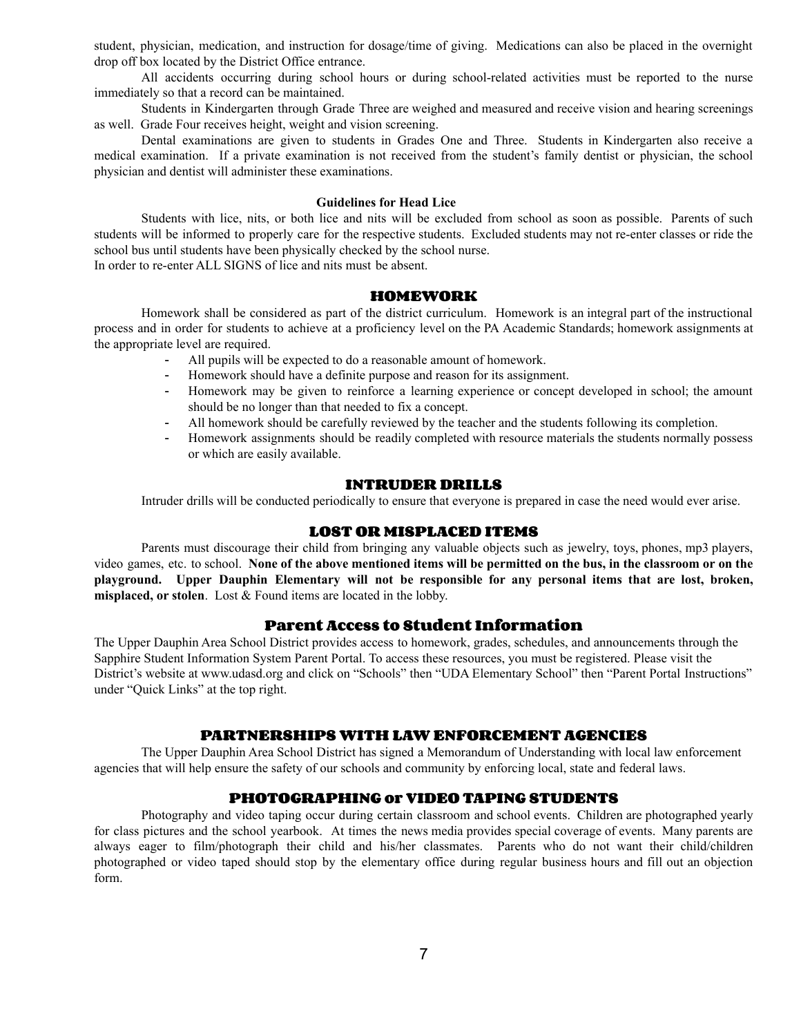student, physician, medication, and instruction for dosage/time of giving. Medications can also be placed in the overnight drop off box located by the District Office entrance.

All accidents occurring during school hours or during school-related activities must be reported to the nurse immediately so that a record can be maintained.

Students in Kindergarten through Grade Three are weighed and measured and receive vision and hearing screenings as well. Grade Four receives height, weight and vision screening.

Dental examinations are given to students in Grades One and Three. Students in Kindergarten also receive a medical examination. If a private examination is not received from the student's family dentist or physician, the school physician and dentist will administer these examinations.

### Guidelines for Head Lice

Students with lice, nits, or both lice and nits will be excluded from school as soon as possible. Parents of such students will be informed to properly care for the respective students. Excluded students may not re-enter classes or ride the school bus until students have been physically checked by the school nurse.
In order to re-enter ALL SIGNS of lice and nits must be absent.

## HOMEWORK

Homework shall be considered as part of the district curriculum. Homework is an integral part of the instructional process and in order for students to achieve at a proficiency level on the PA Academic Standards; homework assignments at the appropriate level are required.

- All pupils will be expected to do a reasonable amount of homework.
- Homework should have a definite purpose and reason for its assignment.
- Homework may be given to reinforce a learning experience or concept developed in school; the amount should be no longer than that needed to fix a concept.
- All homework should be carefully reviewed by the teacher and the students following its completion.
- Homework assignments should be readily completed with resource materials the students normally possess or which are easily available.

## INTRUDER DRILLS

Intruder drills will be conducted periodically to ensure that everyone is prepared in case the need would ever arise.

## LOST OR MISPLACED ITEMS

Parents must discourage their child from bringing any valuable objects such as jewelry, toys, phones, mp3 players, video games, etc. to school. **None of the above mentioned items will be permitted on the bus, in the classroom or on the playground. Upper Dauphin Elementary will not be responsible for any personal items that are lost, broken, misplaced, or stolen**. Lost & Found items are located in the lobby.

## Parent Access to Student Information

The Upper Dauphin Area School District provides access to homework, grades, schedules, and announcements through the Sapphire Student Information System Parent Portal. To access these resources, you must be registered. Please visit the District's website at www.udasd.org and click on "Schools" then "UDA Elementary School" then "Parent Portal Instructions" under "Quick Links" at the top right.

## PARTNERSHIPS WITH LAW ENFORCEMENT AGENCIES

The Upper Dauphin Area School District has signed a Memorandum of Understanding with local law enforcement agencies that will help ensure the safety of our schools and community by enforcing local, state and federal laws.

## PHOTOGRAPHING or VIDEO TAPING STUDENTS

Photography and video taping occur during certain classroom and school events. Children are photographed yearly for class pictures and the school yearbook. At times the news media provides special coverage of events. Many parents are always eager to film/photograph their child and his/her classmates. Parents who do not want their child/children photographed or video taped should stop by the elementary office during regular business hours and fill out an objection form.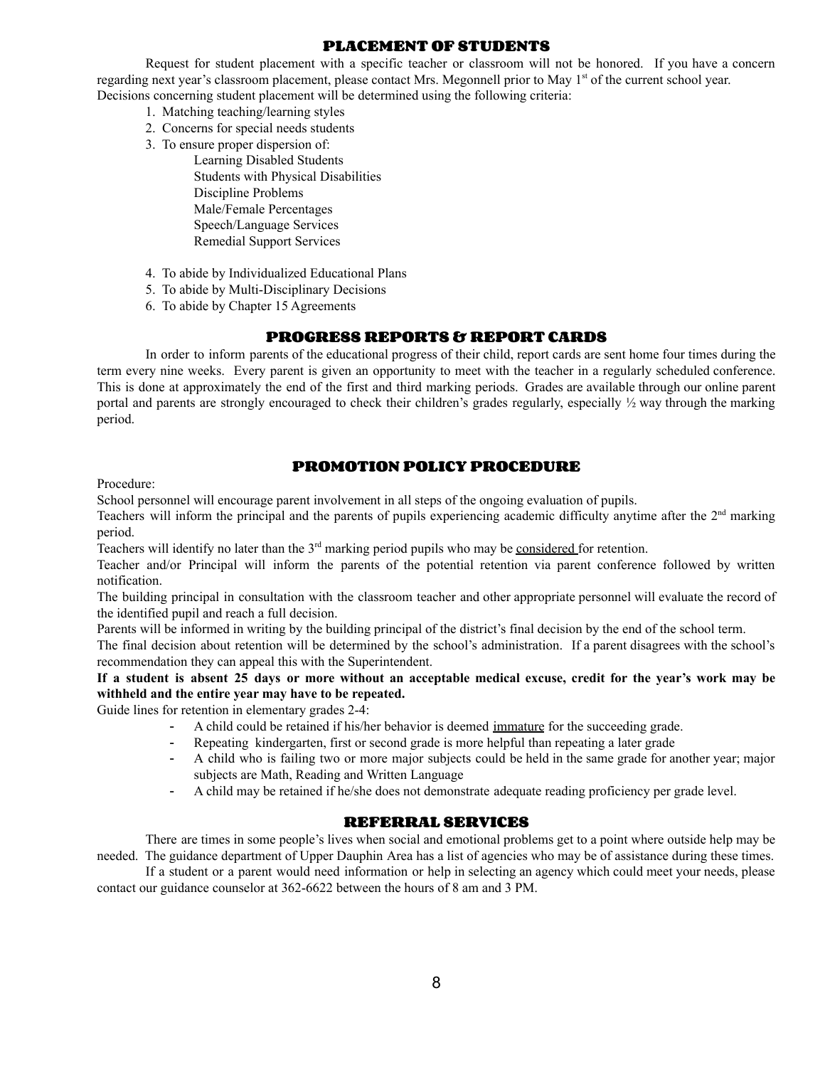## PLACEMENT OF STUDENTS

Request for student placement with a specific teacher or classroom will not be honored. If you have a concern regarding next year's classroom placement, please contact Mrs. Megonnell prior to May 1st of the current school year. Decisions concerning student placement will be determined using the following criteria:

1. Matching teaching/learning styles
2. Concerns for special needs students
3. To ensure proper dispersion of:
   - Learning Disabled Students
   - Students with Physical Disabilities
   - Discipline Problems
   - Male/Female Percentages
   - Speech/Language Services
   - Remedial Support Services
4. To abide by Individualized Educational Plans
5. To abide by Multi-Disciplinary Decisions
6. To abide by Chapter 15 Agreements

## PROGRESS REPORTS & REPORT CARDS

In order to inform parents of the educational progress of their child, report cards are sent home four times during the term every nine weeks. Every parent is given an opportunity to meet with the teacher in a regularly scheduled conference. This is done at approximately the end of the first and third marking periods. Grades are available through our online parent portal and parents are strongly encouraged to check their children's grades regularly, especially ½ way through the marking period.

## PROMOTION POLICY PROCEDURE

Procedure:

School personnel will encourage parent involvement in all steps of the ongoing evaluation of pupils.

Teachers will inform the principal and the parents of pupils experiencing academic difficulty anytime after the 2nd marking period.

Teachers will identify no later than the 3rd marking period pupils who may be considered for retention.

Teacher and/or Principal will inform the parents of the potential retention via parent conference followed by written notification.

The building principal in consultation with the classroom teacher and other appropriate personnel will evaluate the record of the identified pupil and reach a full decision.

Parents will be informed in writing by the building principal of the district's final decision by the end of the school term.

The final decision about retention will be determined by the school's administration. If a parent disagrees with the school's recommendation they can appeal this with the Superintendent.

**If a student is absent 25 days or more without an acceptable medical excuse, credit for the year's work may be withheld and the entire year may have to be repeated.**

Guide lines for retention in elementary grades 2-4:

- A child could be retained if his/her behavior is deemed immature for the succeeding grade.
- Repeating kindergarten, first or second grade is more helpful than repeating a later grade
- A child who is failing two or more major subjects could be held in the same grade for another year; major subjects are Math, Reading and Written Language
- A child may be retained if he/she does not demonstrate adequate reading proficiency per grade level.

## REFERRAL SERVICES

There are times in some people's lives when social and emotional problems get to a point where outside help may be needed. The guidance department of Upper Dauphin Area has a list of agencies who may be of assistance during these times.

If a student or a parent would need information or help in selecting an agency which could meet your needs, please contact our guidance counselor at 362-6622 between the hours of 8 am and 3 PM.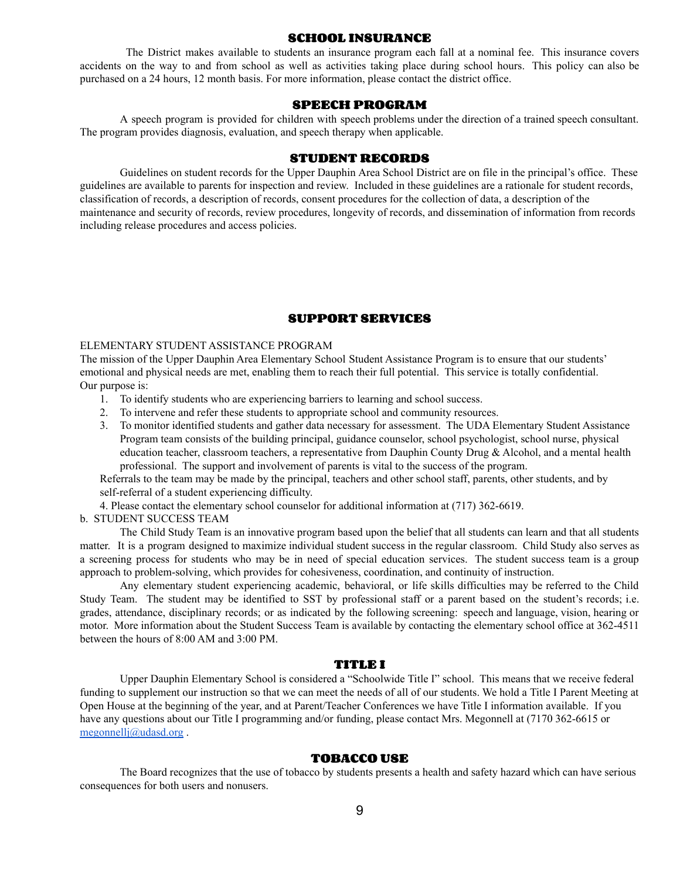## SCHOOL INSURANCE

The District makes available to students an insurance program each fall at a nominal fee. This insurance covers accidents on the way to and from school as well as activities taking place during school hours. This policy can also be purchased on a 24 hours, 12 month basis. For more information, please contact the district office.

## SPEECH PROGRAM

A speech program is provided for children with speech problems under the direction of a trained speech consultant. The program provides diagnosis, evaluation, and speech therapy when applicable.

## STUDENT RECORDS

Guidelines on student records for the Upper Dauphin Area School District are on file in the principal's office. These guidelines are available to parents for inspection and review. Included in these guidelines are a rationale for student records, classification of records, a description of records, consent procedures for the collection of data, a description of the maintenance and security of records, review procedures, longevity of records, and dissemination of information from records including release procedures and access policies.

## SUPPORT SERVICES

ELEMENTARY STUDENT ASSISTANCE PROGRAM

The mission of the Upper Dauphin Area Elementary School Student Assistance Program is to ensure that our students' emotional and physical needs are met, enabling them to reach their full potential. This service is totally confidential.

Our purpose is:

1. To identify students who are experiencing barriers to learning and school success.
2. To intervene and refer these students to appropriate school and community resources.
3. To monitor identified students and gather data necessary for assessment. The UDA Elementary Student Assistance Program team consists of the building principal, guidance counselor, school psychologist, school nurse, physical education teacher, classroom teachers, a representative from Dauphin County Drug & Alcohol, and a mental health professional. The support and involvement of parents is vital to the success of the program.

Referrals to the team may be made by the principal, teachers and other school staff, parents, other students, and by self-referral of a student experiencing difficulty.

4. Please contact the elementary school counselor for additional information at (717) 362-6619.

b. STUDENT SUCCESS TEAM

The Child Study Team is an innovative program based upon the belief that all students can learn and that all students matter. It is a program designed to maximize individual student success in the regular classroom. Child Study also serves as a screening process for students who may be in need of special education services. The student success team is a group approach to problem-solving, which provides for cohesiveness, coordination, and continuity of instruction.

Any elementary student experiencing academic, behavioral, or life skills difficulties may be referred to the Child Study Team. The student may be identified to SST by professional staff or a parent based on the student's records; i.e. grades, attendance, disciplinary records; or as indicated by the following screening: speech and language, vision, hearing or motor. More information about the Student Success Team is available by contacting the elementary school office at 362-4511 between the hours of 8:00 AM and 3:00 PM.

## TITLE I

Upper Dauphin Elementary School is considered a "Schoolwide Title I" school. This means that we receive federal funding to supplement our instruction so that we can meet the needs of all of our students. We hold a Title I Parent Meeting at Open House at the beginning of the year, and at Parent/Teacher Conferences we have Title I information available. If you have any questions about our Title I programming and/or funding, please contact Mrs. Megonnell at (7170 362-6615 or megonnellj@udasd.org .

## TOBACCO USE

The Board recognizes that the use of tobacco by students presents a health and safety hazard which can have serious consequences for both users and nonusers.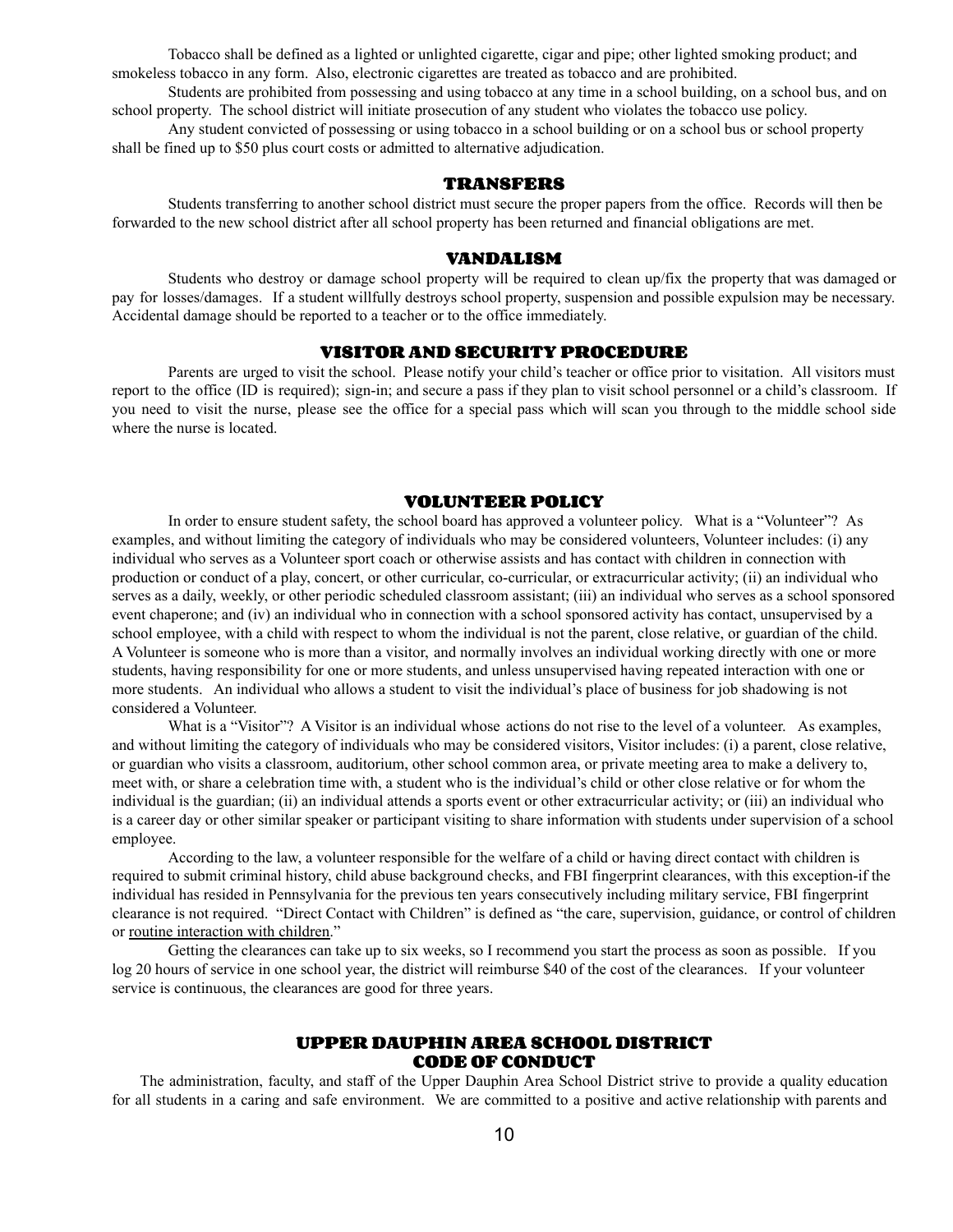Tobacco shall be defined as a lighted or unlighted cigarette, cigar and pipe; other lighted smoking product; and smokeless tobacco in any form. Also, electronic cigarettes are treated as tobacco and are prohibited.

Students are prohibited from possessing and using tobacco at any time in a school building, on a school bus, and on school property. The school district will initiate prosecution of any student who violates the tobacco use policy.

Any student convicted of possessing or using tobacco in a school building or on a school bus or school property shall be fined up to $50 plus court costs or admitted to alternative adjudication.

## TRANSFERS

Students transferring to another school district must secure the proper papers from the office. Records will then be forwarded to the new school district after all school property has been returned and financial obligations are met.

## VANDALISM

Students who destroy or damage school property will be required to clean up/fix the property that was damaged or pay for losses/damages. If a student willfully destroys school property, suspension and possible expulsion may be necessary. Accidental damage should be reported to a teacher or to the office immediately.

## VISITOR AND SECURITY PROCEDURE

Parents are urged to visit the school. Please notify your child's teacher or office prior to visitation. All visitors must report to the office (ID is required); sign-in; and secure a pass if they plan to visit school personnel or a child's classroom. If you need to visit the nurse, please see the office for a special pass which will scan you through to the middle school side where the nurse is located.

## VOLUNTEER POLICY

In order to ensure student safety, the school board has approved a volunteer policy. What is a "Volunteer"? As examples, and without limiting the category of individuals who may be considered volunteers, Volunteer includes: (i) any individual who serves as a Volunteer sport coach or otherwise assists and has contact with children in connection with production or conduct of a play, concert, or other curricular, co-curricular, or extracurricular activity; (ii) an individual who serves as a daily, weekly, or other periodic scheduled classroom assistant; (iii) an individual who serves as a school sponsored event chaperone; and (iv) an individual who in connection with a school sponsored activity has contact, unsupervised by a school employee, with a child with respect to whom the individual is not the parent, close relative, or guardian of the child. A Volunteer is someone who is more than a visitor, and normally involves an individual working directly with one or more students, having responsibility for one or more students, and unless unsupervised having repeated interaction with one or more students. An individual who allows a student to visit the individual's place of business for job shadowing is not considered a Volunteer.

What is a "Visitor"? A Visitor is an individual whose actions do not rise to the level of a volunteer. As examples, and without limiting the category of individuals who may be considered visitors, Visitor includes: (i) a parent, close relative, or guardian who visits a classroom, auditorium, other school common area, or private meeting area to make a delivery to, meet with, or share a celebration time with, a student who is the individual's child or other close relative or for whom the individual is the guardian; (ii) an individual attends a sports event or other extracurricular activity; or (iii) an individual who is a career day or other similar speaker or participant visiting to share information with students under supervision of a school employee.

According to the law, a volunteer responsible for the welfare of a child or having direct contact with children is required to submit criminal history, child abuse background checks, and FBI fingerprint clearances, with this exception-if the individual has resided in Pennsylvania for the previous ten years consecutively including military service, FBI fingerprint clearance is not required. "Direct Contact with Children" is defined as "the care, supervision, guidance, or control of children or routine interaction with children."

Getting the clearances can take up to six weeks, so I recommend you start the process as soon as possible. If you log 20 hours of service in one school year, the district will reimburse $40 of the cost of the clearances. If your volunteer service is continuous, the clearances are good for three years.

## UPPER DAUPHIN AREA SCHOOL DISTRICT CODE OF CONDUCT

The administration, faculty, and staff of the Upper Dauphin Area School District strive to provide a quality education for all students in a caring and safe environment. We are committed to a positive and active relationship with parents and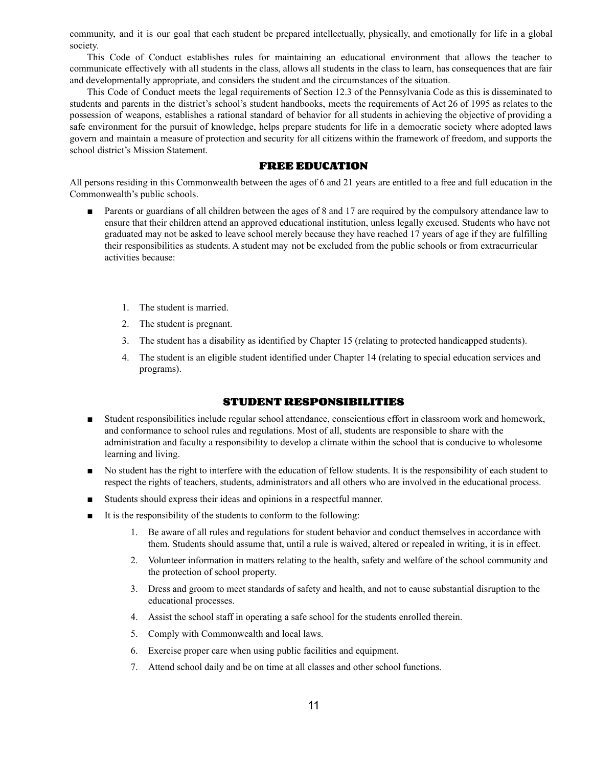community, and it is our goal that each student be prepared intellectually, physically, and emotionally for life in a global society.

This Code of Conduct establishes rules for maintaining an educational environment that allows the teacher to communicate effectively with all students in the class, allows all students in the class to learn, has consequences that are fair and developmentally appropriate, and considers the student and the circumstances of the situation.

This Code of Conduct meets the legal requirements of Section 12.3 of the Pennsylvania Code as this is disseminated to students and parents in the district's school's student handbooks, meets the requirements of Act 26 of 1995 as relates to the possession of weapons, establishes a rational standard of behavior for all students in achieving the objective of providing a safe environment for the pursuit of knowledge, helps prepare students for life in a democratic society where adopted laws govern and maintain a measure of protection and security for all citizens within the framework of freedom, and supports the school district's Mission Statement.

## FREE EDUCATION

All persons residing in this Commonwealth between the ages of 6 and 21 years are entitled to a free and full education in the Commonwealth's public schools.

- Parents or guardians of all children between the ages of 8 and 17 are required by the compulsory attendance law to ensure that their children attend an approved educational institution, unless legally excused. Students who have not graduated may not be asked to leave school merely because they have reached 17 years of age if they are fulfilling their responsibilities as students. A student may not be excluded from the public schools or from extracurricular activities because:

    1. The student is married.
    2. The student is pregnant.
    3. The student has a disability as identified by Chapter 15 (relating to protected handicapped students).
    4. The student is an eligible student identified under Chapter 14 (relating to special education services and programs).

## STUDENT RESPONSIBILITIES

- Student responsibilities include regular school attendance, conscientious effort in classroom work and homework, and conformance to school rules and regulations. Most of all, students are responsible to share with the administration and faculty a responsibility to develop a climate within the school that is conducive to wholesome learning and living.
- No student has the right to interfere with the education of fellow students. It is the responsibility of each student to respect the rights of teachers, students, administrators and all others who are involved in the educational process.
- Students should express their ideas and opinions in a respectful manner.
- It is the responsibility of the students to conform to the following:
    1. Be aware of all rules and regulations for student behavior and conduct themselves in accordance with them. Students should assume that, until a rule is waived, altered or repealed in writing, it is in effect.
    2. Volunteer information in matters relating to the health, safety and welfare of the school community and the protection of school property.
    3. Dress and groom to meet standards of safety and health, and not to cause substantial disruption to the educational processes.
    4. Assist the school staff in operating a safe school for the students enrolled therein.
    5. Comply with Commonwealth and local laws.
    6. Exercise proper care when using public facilities and equipment.
    7. Attend school daily and be on time at all classes and other school functions.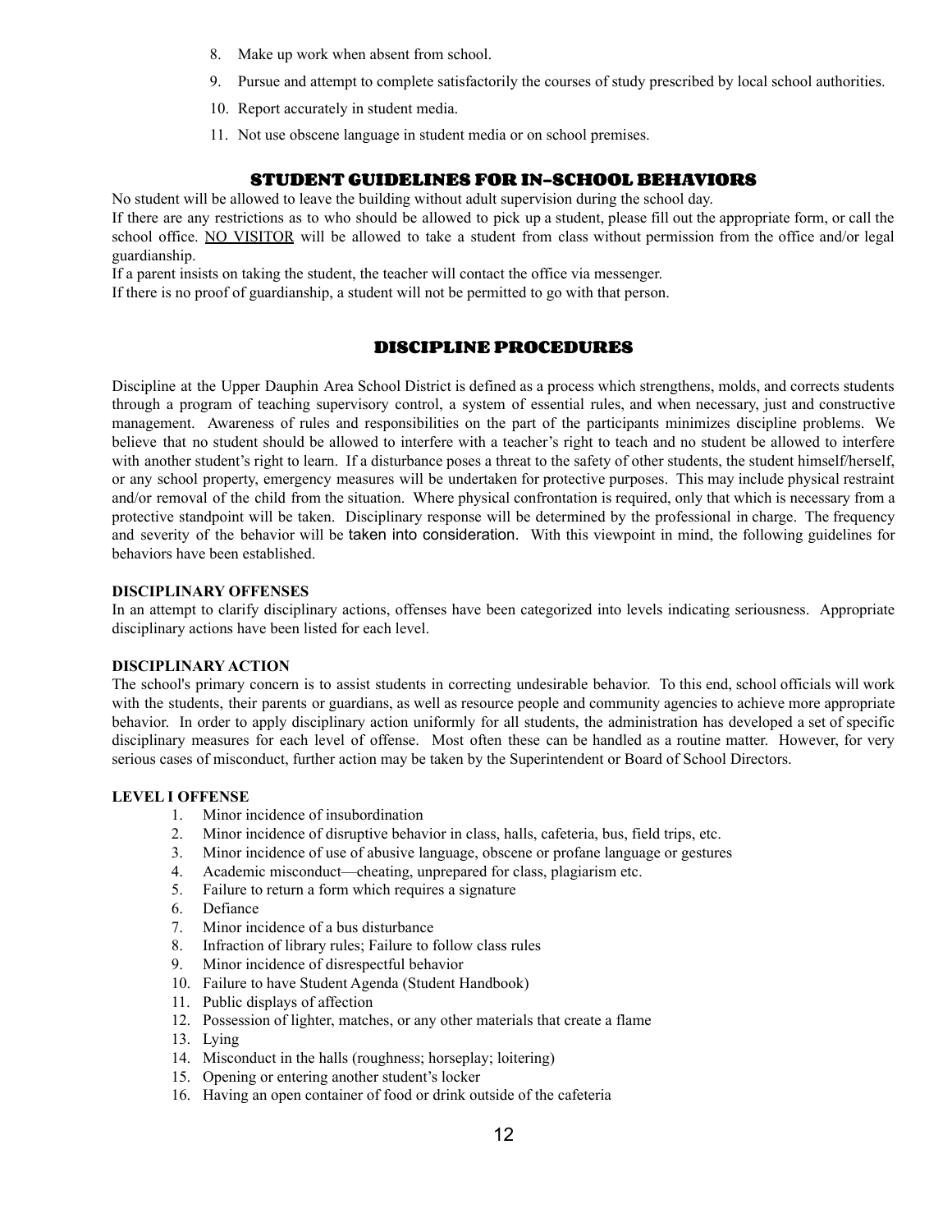8. Make up work when absent from school.
9. Pursue and attempt to complete satisfactorily the courses of study prescribed by local school authorities.
10. Report accurately in student media.
11. Not use obscene language in student media or on school premises.

## STUDENT GUIDELINES FOR IN-SCHOOL BEHAVIORS

No student will be allowed to leave the building without adult supervision during the school day.

If there are any restrictions as to who should be allowed to pick up a student, please fill out the appropriate form, or call the school office. NO VISITOR will be allowed to take a student from class without permission from the office and/or legal guardianship.

If a parent insists on taking the student, the teacher will contact the office via messenger.

If there is no proof of guardianship, a student will not be permitted to go with that person.

## DISCIPLINE PROCEDURES

Discipline at the Upper Dauphin Area School District is defined as a process which strengthens, molds, and corrects students through a program of teaching supervisory control, a system of essential rules, and when necessary, just and constructive management. Awareness of rules and responsibilities on the part of the participants minimizes discipline problems. We believe that no student should be allowed to interfere with a teacher's right to teach and no student be allowed to interfere with another student's right to learn. If a disturbance poses a threat to the safety of other students, the student himself/herself, or any school property, emergency measures will be undertaken for protective purposes. This may include physical restraint and/or removal of the child from the situation. Where physical confrontation is required, only that which is necessary from a protective standpoint will be taken. Disciplinary response will be determined by the professional in charge. The frequency and severity of the behavior will be taken into consideration. With this viewpoint in mind, the following guidelines for behaviors have been established.

**DISCIPLINARY OFFENSES**

In an attempt to clarify disciplinary actions, offenses have been categorized into levels indicating seriousness. Appropriate disciplinary actions have been listed for each level.

**DISCIPLINARY ACTION**

The school's primary concern is to assist students in correcting undesirable behavior. To this end, school officials will work with the students, their parents or guardians, as well as resource people and community agencies to achieve more appropriate behavior. In order to apply disciplinary action uniformly for all students, the administration has developed a set of specific disciplinary measures for each level of offense. Most often these can be handled as a routine matter. However, for very serious cases of misconduct, further action may be taken by the Superintendent or Board of School Directors.

**LEVEL I OFFENSE**

1. Minor incidence of insubordination
2. Minor incidence of disruptive behavior in class, halls, cafeteria, bus, field trips, etc.
3. Minor incidence of use of abusive language, obscene or profane language or gestures
4. Academic misconduct—cheating, unprepared for class, plagiarism etc.
5. Failure to return a form which requires a signature
6. Defiance
7. Minor incidence of a bus disturbance
8. Infraction of library rules; Failure to follow class rules
9. Minor incidence of disrespectful behavior
10. Failure to have Student Agenda (Student Handbook)
11. Public displays of affection
12. Possession of lighter, matches, or any other materials that create a flame
13. Lying
14. Misconduct in the halls (roughness; horseplay; loitering)
15. Opening or entering another student's locker
16. Having an open container of food or drink outside of the cafeteria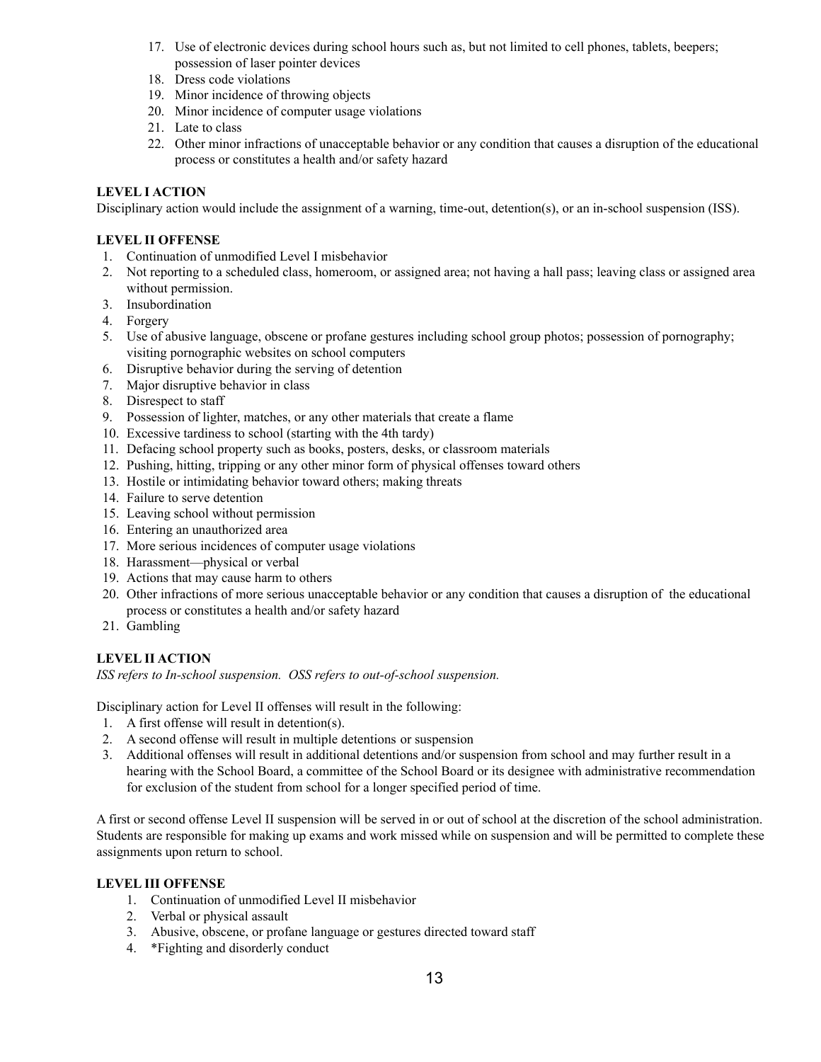17. Use of electronic devices during school hours such as, but not limited to cell phones, tablets, beepers; possession of laser pointer devices
18. Dress code violations
19. Minor incidence of throwing objects
20. Minor incidence of computer usage violations
21. Late to class
22. Other minor infractions of unacceptable behavior or any condition that causes a disruption of the educational process or constitutes a health and/or safety hazard

**LEVEL I ACTION**

Disciplinary action would include the assignment of a warning, time-out, detention(s), or an in-school suspension (ISS).

**LEVEL II OFFENSE**

1. Continuation of unmodified Level I misbehavior
2. Not reporting to a scheduled class, homeroom, or assigned area; not having a hall pass; leaving class or assigned area without permission.
3. Insubordination
4. Forgery
5. Use of abusive language, obscene or profane gestures including school group photos; possession of pornography; visiting pornographic websites on school computers
6. Disruptive behavior during the serving of detention
7. Major disruptive behavior in class
8. Disrespect to staff
9. Possession of lighter, matches, or any other materials that create a flame
10. Excessive tardiness to school (starting with the 4th tardy)
11. Defacing school property such as books, posters, desks, or classroom materials
12. Pushing, hitting, tripping or any other minor form of physical offenses toward others
13. Hostile or intimidating behavior toward others; making threats
14. Failure to serve detention
15. Leaving school without permission
16. Entering an unauthorized area
17. More serious incidences of computer usage violations
18. Harassment—physical or verbal
19. Actions that may cause harm to others
20. Other infractions of more serious unacceptable behavior or any condition that causes a disruption of the educational process or constitutes a health and/or safety hazard
21. Gambling

**LEVEL II ACTION**

*ISS refers to In-school suspension. OSS refers to out-of-school suspension.*

Disciplinary action for Level II offenses will result in the following:

1. A first offense will result in detention(s).
2. A second offense will result in multiple detentions or suspension
3. Additional offenses will result in additional detentions and/or suspension from school and may further result in a hearing with the School Board, a committee of the School Board or its designee with administrative recommendation for exclusion of the student from school for a longer specified period of time.

A first or second offense Level II suspension will be served in or out of school at the discretion of the school administration. Students are responsible for making up exams and work missed while on suspension and will be permitted to complete these assignments upon return to school.

**LEVEL III OFFENSE**

1. Continuation of unmodified Level II misbehavior
2. Verbal or physical assault
3. Abusive, obscene, or profane language or gestures directed toward staff
4. *Fighting and disorderly conduct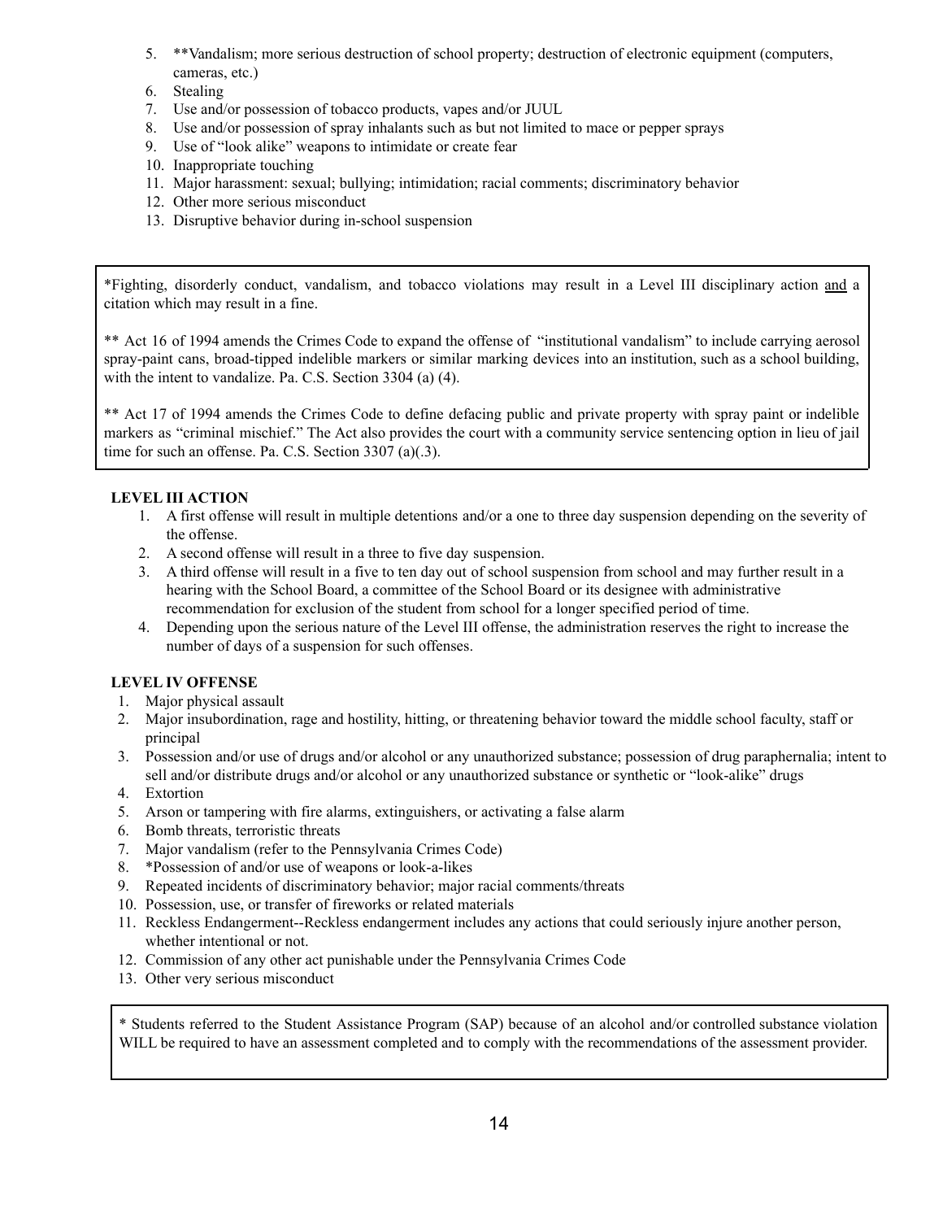5. **Vandalism; more serious destruction of school property; destruction of electronic equipment (computers, cameras, etc.)
6. Stealing
7. Use and/or possession of tobacco products, vapes and/or JUUL
8. Use and/or possession of spray inhalants such as but not limited to mace or pepper sprays
9. Use of "look alike" weapons to intimidate or create fear
10. Inappropriate touching
11. Major harassment: sexual; bullying; intimidation; racial comments; discriminatory behavior
12. Other more serious misconduct
13. Disruptive behavior during in-school suspension

*Fighting, disorderly conduct, vandalism, and tobacco violations may result in a Level III disciplinary action <u>and</u> a citation which may result in a fine.

** Act 16 of 1994 amends the Crimes Code to expand the offense of "institutional vandalism" to include carrying aerosol spray-paint cans, broad-tipped indelible markers or similar marking devices into an institution, such as a school building, with the intent to vandalize. Pa. C.S. Section 3304 (a) (4).

** Act 17 of 1994 amends the Crimes Code to define defacing public and private property with spray paint or indelible markers as "criminal mischief." The Act also provides the court with a community service sentencing option in lieu of jail time for such an offense. Pa. C.S. Section 3307 (a)(.3).

**LEVEL III ACTION**

1. A first offense will result in multiple detentions and/or a one to three day suspension depending on the severity of the offense.
2. A second offense will result in a three to five day suspension.
3. A third offense will result in a five to ten day out of school suspension from school and may further result in a hearing with the School Board, a committee of the School Board or its designee with administrative recommendation for exclusion of the student from school for a longer specified period of time.
4. Depending upon the serious nature of the Level III offense, the administration reserves the right to increase the number of days of a suspension for such offenses.

**LEVEL IV OFFENSE**

1. Major physical assault
2. Major insubordination, rage and hostility, hitting, or threatening behavior toward the middle school faculty, staff or principal
3. Possession and/or use of drugs and/or alcohol or any unauthorized substance; possession of drug paraphernalia; intent to sell and/or distribute drugs and/or alcohol or any unauthorized substance or synthetic or "look-alike" drugs
4. Extortion
5. Arson or tampering with fire alarms, extinguishers, or activating a false alarm
6. Bomb threats, terroristic threats
7. Major vandalism (refer to the Pennsylvania Crimes Code)
8. *Possession of and/or use of weapons or look-a-likes
9. Repeated incidents of discriminatory behavior; major racial comments/threats
10. Possession, use, or transfer of fireworks or related materials
11. Reckless Endangerment--Reckless endangerment includes any actions that could seriously injure another person, whether intentional or not.
12. Commission of any other act punishable under the Pennsylvania Crimes Code
13. Other very serious misconduct

* Students referred to the Student Assistance Program (SAP) because of an alcohol and/or controlled substance violation WILL be required to have an assessment completed and to comply with the recommendations of the assessment provider.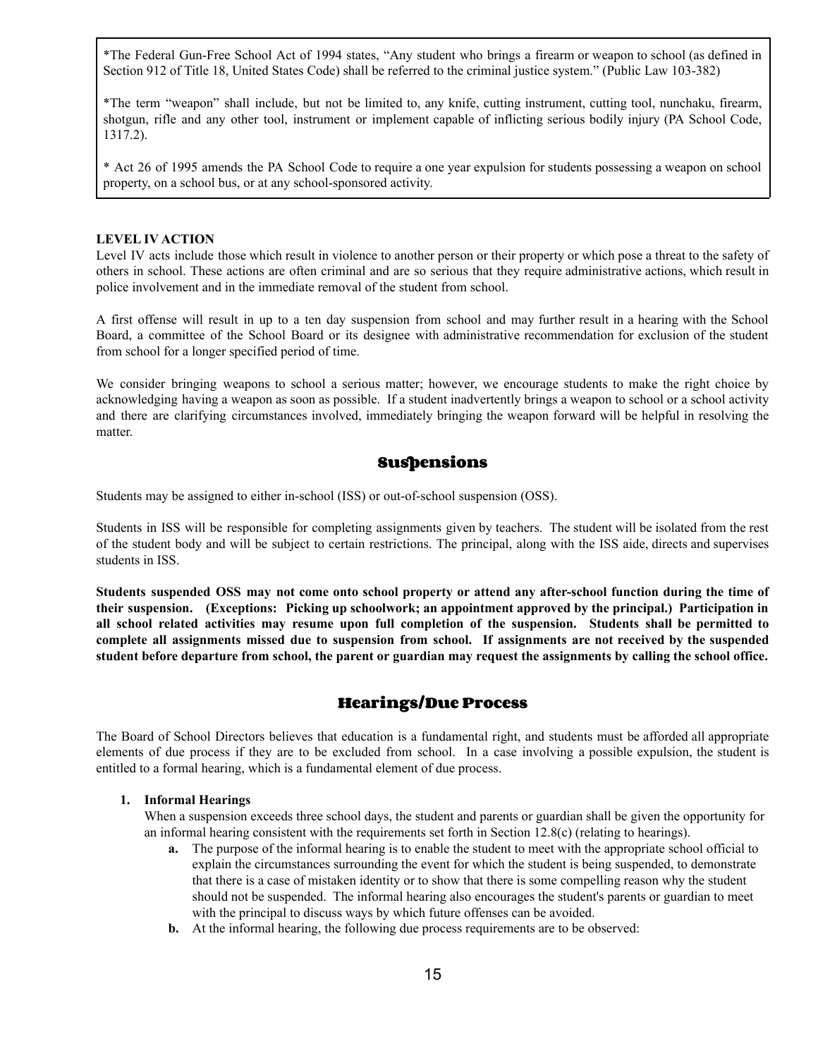*The Federal Gun-Free School Act of 1994 states, "Any student who brings a firearm or weapon to school (as defined in Section 912 of Title 18, United States Code) shall be referred to the criminal justice system." (Public Law 103-382)

*The term "weapon" shall include, but not be limited to, any knife, cutting instrument, cutting tool, nunchaku, firearm, shotgun, rifle and any other tool, instrument or implement capable of inflicting serious bodily injury (PA School Code, 1317.2).

* Act 26 of 1995 amends the PA School Code to require a one year expulsion for students possessing a weapon on school property, on a school bus, or at any school-sponsored activity.

**LEVEL IV ACTION**

Level IV acts include those which result in violence to another person or their property or which pose a threat to the safety of others in school. These actions are often criminal and are so serious that they require administrative actions, which result in police involvement and in the immediate removal of the student from school.

A first offense will result in up to a ten day suspension from school and may further result in a hearing with the School Board, a committee of the School Board or its designee with administrative recommendation for exclusion of the student from school for a longer specified period of time.

We consider bringing weapons to school a serious matter; however, we encourage students to make the right choice by acknowledging having a weapon as soon as possible. If a student inadvertently brings a weapon to school or a school activity and there are clarifying circumstances involved, immediately bringing the weapon forward will be helpful in resolving the matter.

## Suspensions

Students may be assigned to either in-school (ISS) or out-of-school suspension (OSS).

Students in ISS will be responsible for completing assignments given by teachers. The student will be isolated from the rest of the student body and will be subject to certain restrictions. The principal, along with the ISS aide, directs and supervises students in ISS.

**Students suspended OSS may not come onto school property or attend any after-school function during the time of their suspension. (Exceptions: Picking up schoolwork; an appointment approved by the principal.) Participation in all school related activities may resume upon full completion of the suspension. Students shall be permitted to complete all assignments missed due to suspension from school. If assignments are not received by the suspended student before departure from school, the parent or guardian may request the assignments by calling the school office.**

## Hearings/Due Process

The Board of School Directors believes that education is a fundamental right, and students must be afforded all appropriate elements of due process if they are to be excluded from school. In a case involving a possible expulsion, the student is entitled to a formal hearing, which is a fundamental element of due process.

1. **Informal Hearings**
   When a suspension exceeds three school days, the student and parents or guardian shall be given the opportunity for an informal hearing consistent with the requirements set forth in Section 12.8(c) (relating to hearings).
   - **a.** The purpose of the informal hearing is to enable the student to meet with the appropriate school official to explain the circumstances surrounding the event for which the student is being suspended, to demonstrate that there is a case of mistaken identity or to show that there is some compelling reason why the student should not be suspended. The informal hearing also encourages the student's parents or guardian to meet with the principal to discuss ways by which future offenses can be avoided.
   - **b.** At the informal hearing, the following due process requirements are to be observed: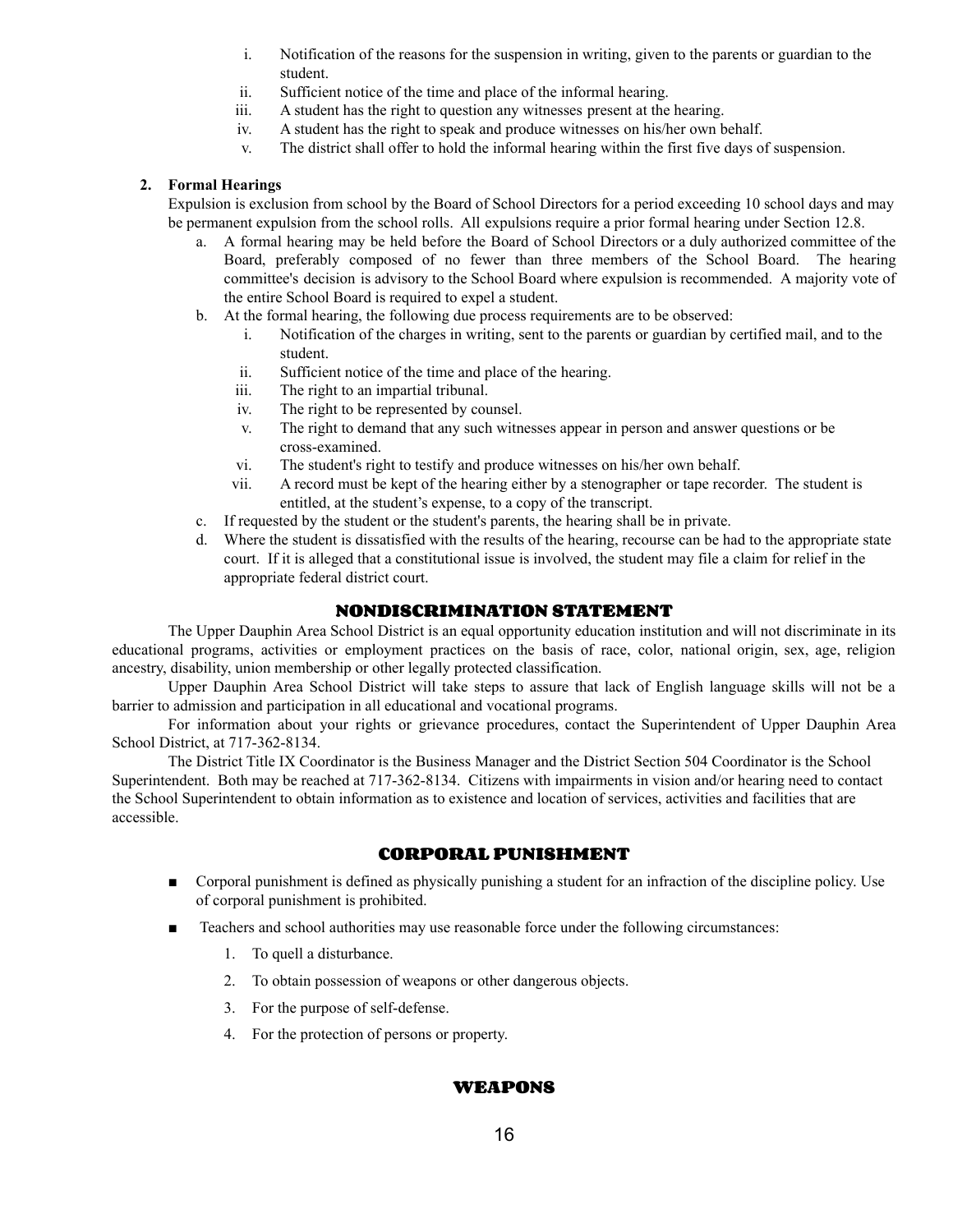i. Notification of the reasons for the suspension in writing, given to the parents or guardian to the student.
   ii. Sufficient notice of the time and place of the informal hearing.
   iii. A student has the right to question any witnesses present at the hearing.
   iv. A student has the right to speak and produce witnesses on his/her own behalf.
   v. The district shall offer to hold the informal hearing within the first five days of suspension.

2. **Formal Hearings**

   Expulsion is exclusion from school by the Board of School Directors for a period exceeding 10 school days and may be permanent expulsion from the school rolls. All expulsions require a prior formal hearing under Section 12.8.

   a. A formal hearing may be held before the Board of School Directors or a duly authorized committee of the Board, preferably composed of no fewer than three members of the School Board. The hearing committee's decision is advisory to the School Board where expulsion is recommended. A majority vote of the entire School Board is required to expel a student.
   b. At the formal hearing, the following due process requirements are to be observed:
      i. Notification of the charges in writing, sent to the parents or guardian by certified mail, and to the student.
      ii. Sufficient notice of the time and place of the hearing.
      iii. The right to an impartial tribunal.
      iv. The right to be represented by counsel.
      v. The right to demand that any such witnesses appear in person and answer questions or be cross-examined.
      vi. The student's right to testify and produce witnesses on his/her own behalf.
      vii. A record must be kept of the hearing either by a stenographer or tape recorder. The student is entitled, at the student's expense, to a copy of the transcript.
   c. If requested by the student or the student's parents, the hearing shall be in private.
   d. Where the student is dissatisfied with the results of the hearing, recourse can be had to the appropriate state court. If it is alleged that a constitutional issue is involved, the student may file a claim for relief in the appropriate federal district court.

## NONDISCRIMINATION STATEMENT

The Upper Dauphin Area School District is an equal opportunity education institution and will not discriminate in its educational programs, activities or employment practices on the basis of race, color, national origin, sex, age, religion ancestry, disability, union membership or other legally protected classification.

Upper Dauphin Area School District will take steps to assure that lack of English language skills will not be a barrier to admission and participation in all educational and vocational programs.

For information about your rights or grievance procedures, contact the Superintendent of Upper Dauphin Area School District, at 717-362-8134.

The District Title IX Coordinator is the Business Manager and the District Section 504 Coordinator is the School Superintendent. Both may be reached at 717-362-8134. Citizens with impairments in vision and/or hearing need to contact the School Superintendent to obtain information as to existence and location of services, activities and facilities that are accessible.

## CORPORAL PUNISHMENT

- Corporal punishment is defined as physically punishing a student for an infraction of the discipline policy. Use of corporal punishment is prohibited.
- Teachers and school authorities may use reasonable force under the following circumstances:
  1. To quell a disturbance.
  2. To obtain possession of weapons or other dangerous objects.
  3. For the purpose of self-defense.
  4. For the protection of persons or property.

## WEAPONS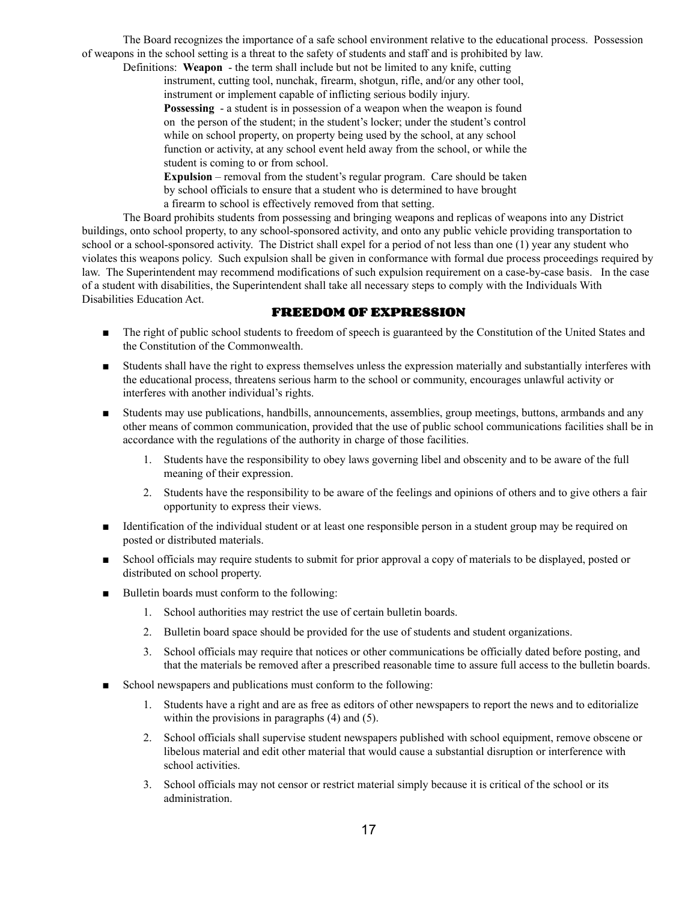The Board recognizes the importance of a safe school environment relative to the educational process. Possession of weapons in the school setting is a threat to the safety of students and staff and is prohibited by law.

Definitions: **Weapon** - the term shall include but not be limited to any knife, cutting instrument, cutting tool, nunchak, firearm, shotgun, rifle, and/or any other tool, instrument or implement capable of inflicting serious bodily injury.

**Possessing** - a student is in possession of a weapon when the weapon is found on the person of the student; in the student's locker; under the student's control while on school property, on property being used by the school, at any school function or activity, at any school event held away from the school, or while the student is coming to or from school.

**Expulsion** – removal from the student's regular program. Care should be taken by school officials to ensure that a student who is determined to have brought a firearm to school is effectively removed from that setting.

The Board prohibits students from possessing and bringing weapons and replicas of weapons into any District buildings, onto school property, to any school-sponsored activity, and onto any public vehicle providing transportation to school or a school-sponsored activity. The District shall expel for a period of not less than one (1) year any student who violates this weapons policy. Such expulsion shall be given in conformance with formal due process proceedings required by law. The Superintendent may recommend modifications of such expulsion requirement on a case-by-case basis. In the case of a student with disabilities, the Superintendent shall take all necessary steps to comply with the Individuals With Disabilities Education Act.

## FREEDOM OF EXPRESSION

- The right of public school students to freedom of speech is guaranteed by the Constitution of the United States and the Constitution of the Commonwealth.
- Students shall have the right to express themselves unless the expression materially and substantially interferes with the educational process, threatens serious harm to the school or community, encourages unlawful activity or interferes with another individual's rights.
- Students may use publications, handbills, announcements, assemblies, group meetings, buttons, armbands and any other means of common communication, provided that the use of public school communications facilities shall be in accordance with the regulations of the authority in charge of those facilities.
    1. Students have the responsibility to obey laws governing libel and obscenity and to be aware of the full meaning of their expression.
    2. Students have the responsibility to be aware of the feelings and opinions of others and to give others a fair opportunity to express their views.
- Identification of the individual student or at least one responsible person in a student group may be required on posted or distributed materials.
- School officials may require students to submit for prior approval a copy of materials to be displayed, posted or distributed on school property.
- Bulletin boards must conform to the following:
    1. School authorities may restrict the use of certain bulletin boards.
    2. Bulletin board space should be provided for the use of students and student organizations.
    3. School officials may require that notices or other communications be officially dated before posting, and that the materials be removed after a prescribed reasonable time to assure full access to the bulletin boards.
- School newspapers and publications must conform to the following:
    1. Students have a right and are as free as editors of other newspapers to report the news and to editorialize within the provisions in paragraphs (4) and (5).
    2. School officials shall supervise student newspapers published with school equipment, remove obscene or libelous material and edit other material that would cause a substantial disruption or interference with school activities.
    3. School officials may not censor or restrict material simply because it is critical of the school or its administration.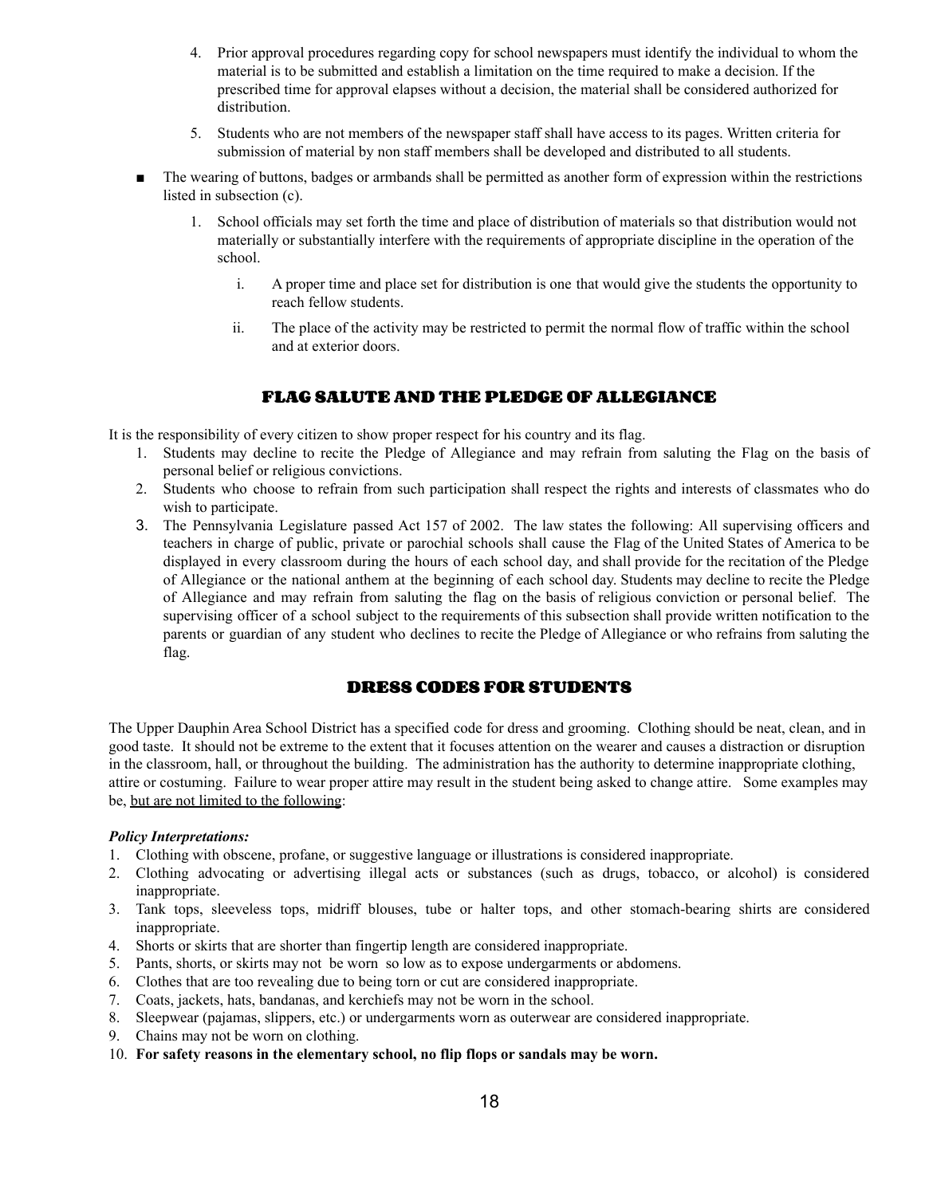4. Prior approval procedures regarding copy for school newspapers must identify the individual to whom the material is to be submitted and establish a limitation on the time required to make a decision. If the prescribed time for approval elapses without a decision, the material shall be considered authorized for distribution.
5. Students who are not members of the newspaper staff shall have access to its pages. Written criteria for submission of material by non staff members shall be developed and distributed to all students.

- The wearing of buttons, badges or armbands shall be permitted as another form of expression within the restrictions listed in subsection (c).
    1. School officials may set forth the time and place of distribution of materials so that distribution would not materially or substantially interfere with the requirements of appropriate discipline in the operation of the school.
        - i. A proper time and place set for distribution is one that would give the students the opportunity to reach fellow students.
        - ii. The place of the activity may be restricted to permit the normal flow of traffic within the school and at exterior doors.

## FLAG SALUTE AND THE PLEDGE OF ALLEGIANCE

It is the responsibility of every citizen to show proper respect for his country and its flag.

1. Students may decline to recite the Pledge of Allegiance and may refrain from saluting the Flag on the basis of personal belief or religious convictions.
2. Students who choose to refrain from such participation shall respect the rights and interests of classmates who do wish to participate.
3. The Pennsylvania Legislature passed Act 157 of 2002. The law states the following: All supervising officers and teachers in charge of public, private or parochial schools shall cause the Flag of the United States of America to be displayed in every classroom during the hours of each school day, and shall provide for the recitation of the Pledge of Allegiance or the national anthem at the beginning of each school day. Students may decline to recite the Pledge of Allegiance and may refrain from saluting the flag on the basis of religious conviction or personal belief. The supervising officer of a school subject to the requirements of this subsection shall provide written notification to the parents or guardian of any student who declines to recite the Pledge of Allegiance or who refrains from saluting the flag.

## DRESS CODES FOR STUDENTS

The Upper Dauphin Area School District has a specified code for dress and grooming. Clothing should be neat, clean, and in good taste. It should not be extreme to the extent that it focuses attention on the wearer and causes a distraction or disruption in the classroom, hall, or throughout the building. The administration has the authority to determine inappropriate clothing, attire or costuming. Failure to wear proper attire may result in the student being asked to change attire. Some examples may be, <u>but are not limited to the following</u>:

***Policy Interpretations:***

1. Clothing with obscene, profane, or suggestive language or illustrations is considered inappropriate.
2. Clothing advocating or advertising illegal acts or substances (such as drugs, tobacco, or alcohol) is considered inappropriate.
3. Tank tops, sleeveless tops, midriff blouses, tube or halter tops, and other stomach-bearing shirts are considered inappropriate.
4. Shorts or skirts that are shorter than fingertip length are considered inappropriate.
5. Pants, shorts, or skirts may not be worn so low as to expose undergarments or abdomens.
6. Clothes that are too revealing due to being torn or cut are considered inappropriate.
7. Coats, jackets, hats, bandanas, and kerchiefs may not be worn in the school.
8. Sleepwear (pajamas, slippers, etc.) or undergarments worn as outerwear are considered inappropriate.
9. Chains may not be worn on clothing.
10. **For safety reasons in the elementary school, no flip flops or sandals may be worn.**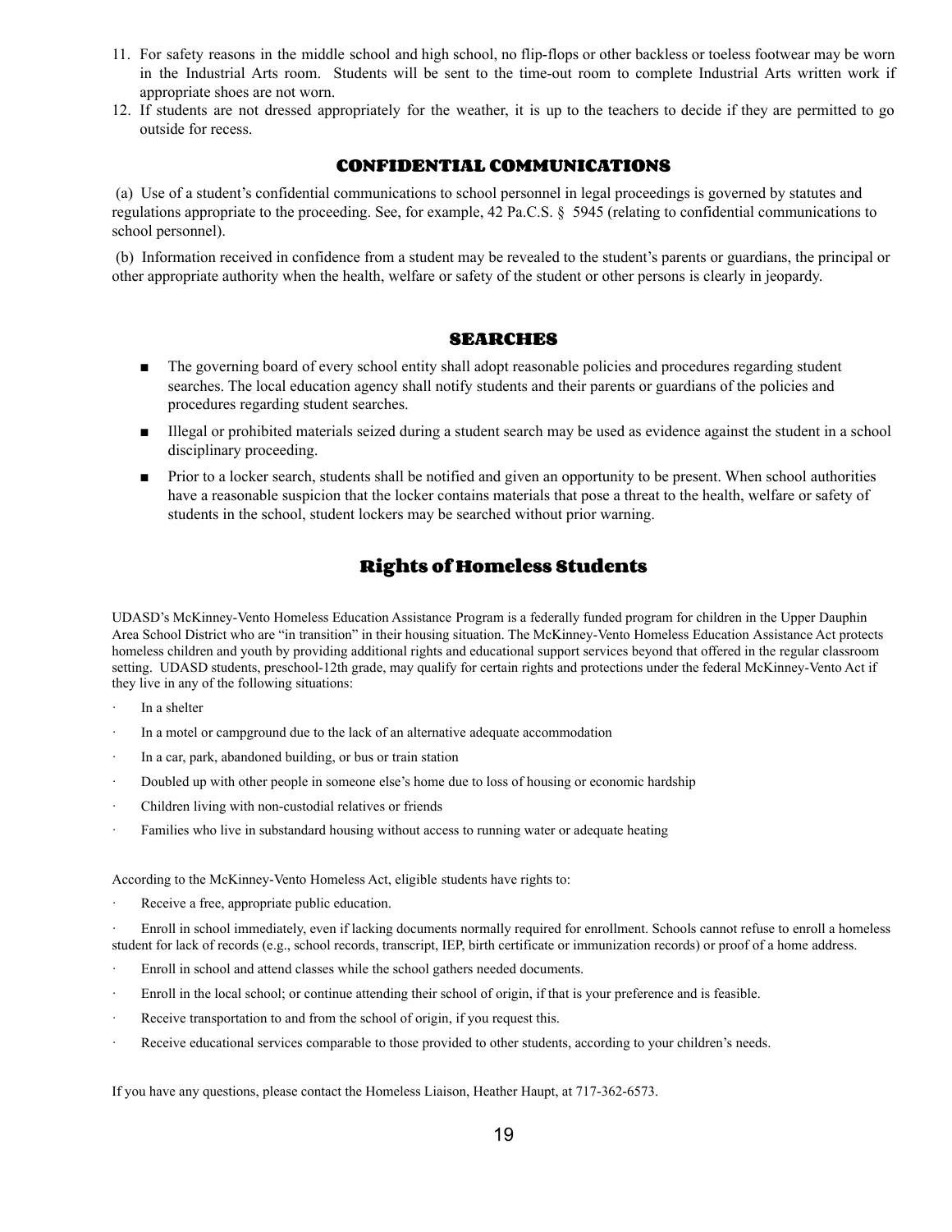11. For safety reasons in the middle school and high school, no flip-flops or other backless or toeless footwear may be worn in the Industrial Arts room. Students will be sent to the time-out room to complete Industrial Arts written work if appropriate shoes are not worn.
12. If students are not dressed appropriately for the weather, it is up to the teachers to decide if they are permitted to go outside for recess.

## CONFIDENTIAL COMMUNICATIONS

(a) Use of a student's confidential communications to school personnel in legal proceedings is governed by statutes and regulations appropriate to the proceeding. See, for example, 42 Pa.C.S. § 5945 (relating to confidential communications to school personnel).

(b) Information received in confidence from a student may be revealed to the student's parents or guardians, the principal or other appropriate authority when the health, welfare or safety of the student or other persons is clearly in jeopardy.

## SEARCHES

- The governing board of every school entity shall adopt reasonable policies and procedures regarding student searches. The local education agency shall notify students and their parents or guardians of the policies and procedures regarding student searches.
- Illegal or prohibited materials seized during a student search may be used as evidence against the student in a school disciplinary proceeding.
- Prior to a locker search, students shall be notified and given an opportunity to be present. When school authorities have a reasonable suspicion that the locker contains materials that pose a threat to the health, welfare or safety of students in the school, student lockers may be searched without prior warning.

## Rights of Homeless Students

UDASD's McKinney-Vento Homeless Education Assistance Program is a federally funded program for children in the Upper Dauphin Area School District who are "in transition" in their housing situation. The McKinney-Vento Homeless Education Assistance Act protects homeless children and youth by providing additional rights and educational support services beyond that offered in the regular classroom setting. UDASD students, preschool-12th grade, may qualify for certain rights and protections under the federal McKinney-Vento Act if they live in any of the following situations:

- In a shelter
- In a motel or campground due to the lack of an alternative adequate accommodation
- In a car, park, abandoned building, or bus or train station
- Doubled up with other people in someone else's home due to loss of housing or economic hardship
- Children living with non-custodial relatives or friends
- Families who live in substandard housing without access to running water or adequate heating

According to the McKinney-Vento Homeless Act, eligible students have rights to:

- Receive a free, appropriate public education.
- Enroll in school immediately, even if lacking documents normally required for enrollment. Schools cannot refuse to enroll a homeless student for lack of records (e.g., school records, transcript, IEP, birth certificate or immunization records) or proof of a home address.
- Enroll in school and attend classes while the school gathers needed documents.
- Enroll in the local school; or continue attending their school of origin, if that is your preference and is feasible.
- Receive transportation to and from the school of origin, if you request this.
- Receive educational services comparable to those provided to other students, according to your children's needs.

If you have any questions, please contact the Homeless Liaison, Heather Haupt, at 717-362-6573.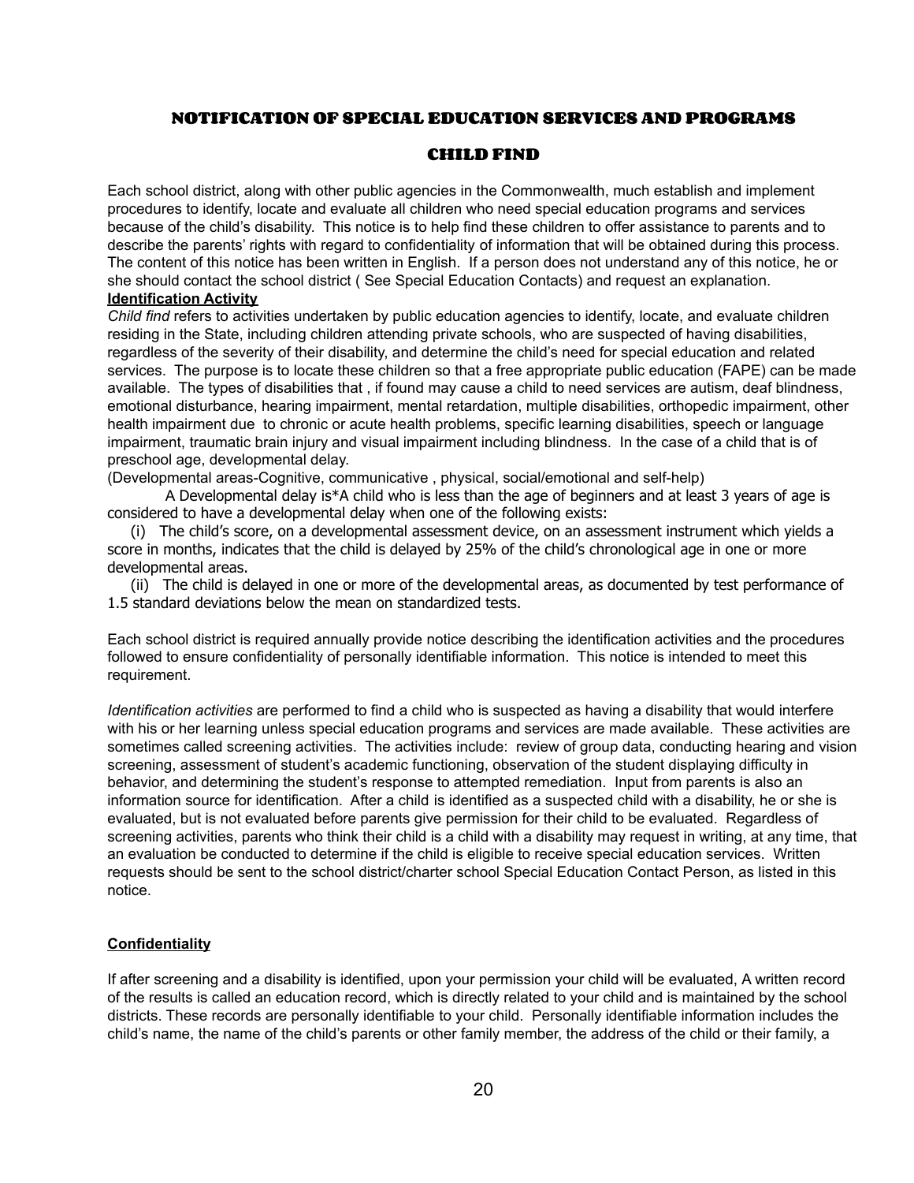## NOTIFICATION OF SPECIAL EDUCATION SERVICES AND PROGRAMS

## CHILD FIND

Each school district, along with other public agencies in the Commonwealth, much establish and implement procedures to identify, locate and evaluate all children who need special education programs and services because of the child's disability. This notice is to help find these children to offer assistance to parents and to describe the parents' rights with regard to confidentiality of information that will be obtained during this process. The content of this notice has been written in English. If a person does not understand any of this notice, he or she should contact the school district ( See Special Education Contacts) and request an explanation.

**Identification Activity**

*Child find* refers to activities undertaken by public education agencies to identify, locate, and evaluate children residing in the State, including children attending private schools, who are suspected of having disabilities, regardless of the severity of their disability, and determine the child's need for special education and related services. The purpose is to locate these children so that a free appropriate public education (FAPE) can be made available. The types of disabilities that , if found may cause a child to need services are autism, deaf blindness, emotional disturbance, hearing impairment, mental retardation, multiple disabilities, orthopedic impairment, other health impairment due to chronic or acute health problems, specific learning disabilities, speech or language impairment, traumatic brain injury and visual impairment including blindness. In the case of a child that is of preschool age, developmental delay.

(Developmental areas-Cognitive, communicative , physical, social/emotional and self-help)

A Developmental delay is*A child who is less than the age of beginners and at least 3 years of age is considered to have a developmental delay when one of the following exists:

(i) The child's score, on a developmental assessment device, on an assessment instrument which yields a score in months, indicates that the child is delayed by 25% of the child's chronological age in one or more developmental areas.

(ii) The child is delayed in one or more of the developmental areas, as documented by test performance of 1.5 standard deviations below the mean on standardized tests.

Each school district is required annually provide notice describing the identification activities and the procedures followed to ensure confidentiality of personally identifiable information. This notice is intended to meet this requirement.

*Identification activities* are performed to find a child who is suspected as having a disability that would interfere with his or her learning unless special education programs and services are made available. These activities are sometimes called screening activities. The activities include: review of group data, conducting hearing and vision screening, assessment of student's academic functioning, observation of the student displaying difficulty in behavior, and determining the student's response to attempted remediation. Input from parents is also an information source for identification. After a child is identified as a suspected child with a disability, he or she is evaluated, but is not evaluated before parents give permission for their child to be evaluated. Regardless of screening activities, parents who think their child is a child with a disability may request in writing, at any time, that an evaluation be conducted to determine if the child is eligible to receive special education services. Written requests should be sent to the school district/charter school Special Education Contact Person, as listed in this notice.

**Confidentiality**

If after screening and a disability is identified, upon your permission your child will be evaluated, A written record of the results is called an education record, which is directly related to your child and is maintained by the school districts. These records are personally identifiable to your child. Personally identifiable information includes the child's name, the name of the child's parents or other family member, the address of the child or their family, a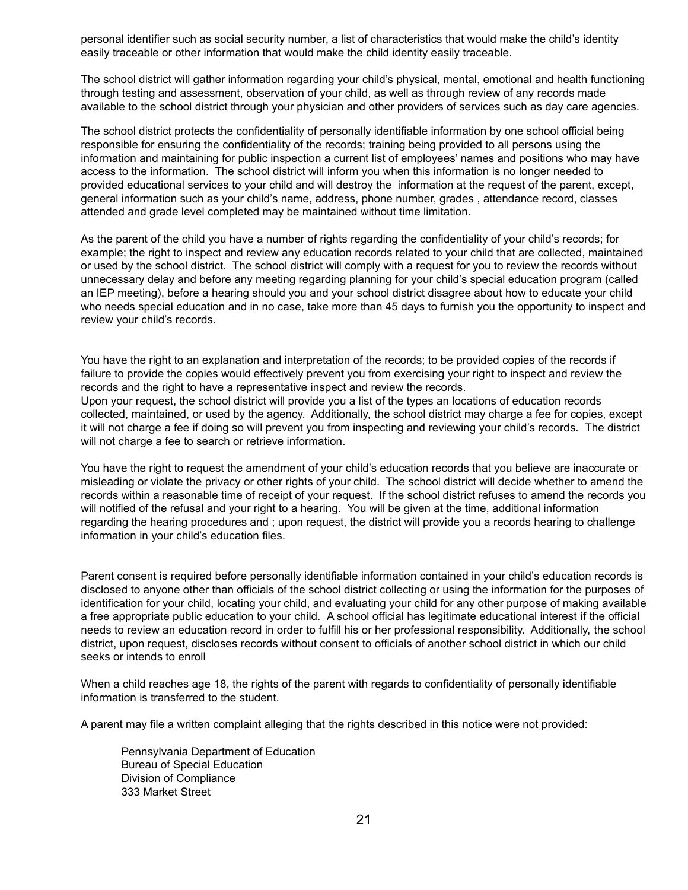personal identifier such as social security number, a list of characteristics that would make the child's identity easily traceable or other information that would make the child identity easily traceable.

The school district will gather information regarding your child's physical, mental, emotional and health functioning through testing and assessment, observation of your child, as well as through review of any records made available to the school district through your physician and other providers of services such as day care agencies.

The school district protects the confidentiality of personally identifiable information by one school official being responsible for ensuring the confidentiality of the records; training being provided to all persons using the information and maintaining for public inspection a current list of employees' names and positions who may have access to the information. The school district will inform you when this information is no longer needed to provided educational services to your child and will destroy the information at the request of the parent, except, general information such as your child's name, address, phone number, grades , attendance record, classes attended and grade level completed may be maintained without time limitation.

As the parent of the child you have a number of rights regarding the confidentiality of your child's records; for example; the right to inspect and review any education records related to your child that are collected, maintained or used by the school district. The school district will comply with a request for you to review the records without unnecessary delay and before any meeting regarding planning for your child's special education program (called an IEP meeting), before a hearing should you and your school district disagree about how to educate your child who needs special education and in no case, take more than 45 days to furnish you the opportunity to inspect and review your child's records.

You have the right to an explanation and interpretation of the records; to be provided copies of the records if failure to provide the copies would effectively prevent you from exercising your right to inspect and review the records and the right to have a representative inspect and review the records.
Upon your request, the school district will provide you a list of the types an locations of education records collected, maintained, or used by the agency. Additionally, the school district may charge a fee for copies, except it will not charge a fee if doing so will prevent you from inspecting and reviewing your child's records. The district will not charge a fee to search or retrieve information.

You have the right to request the amendment of your child's education records that you believe are inaccurate or misleading or violate the privacy or other rights of your child. The school district will decide whether to amend the records within a reasonable time of receipt of your request. If the school district refuses to amend the records you will notified of the refusal and your right to a hearing. You will be given at the time, additional information regarding the hearing procedures and ; upon request, the district will provide you a records hearing to challenge information in your child's education files.

Parent consent is required before personally identifiable information contained in your child's education records is disclosed to anyone other than officials of the school district collecting or using the information for the purposes of identification for your child, locating your child, and evaluating your child for any other purpose of making available a free appropriate public education to your child. A school official has legitimate educational interest if the official needs to review an education record in order to fulfill his or her professional responsibility. Additionally, the school district, upon request, discloses records without consent to officials of another school district in which our child seeks or intends to enroll

When a child reaches age 18, the rights of the parent with regards to confidentiality of personally identifiable information is transferred to the student.

A parent may file a written complaint alleging that the rights described in this notice were not provided:

Pennsylvania Department of Education
Bureau of Special Education
Division of Compliance
333 Market Street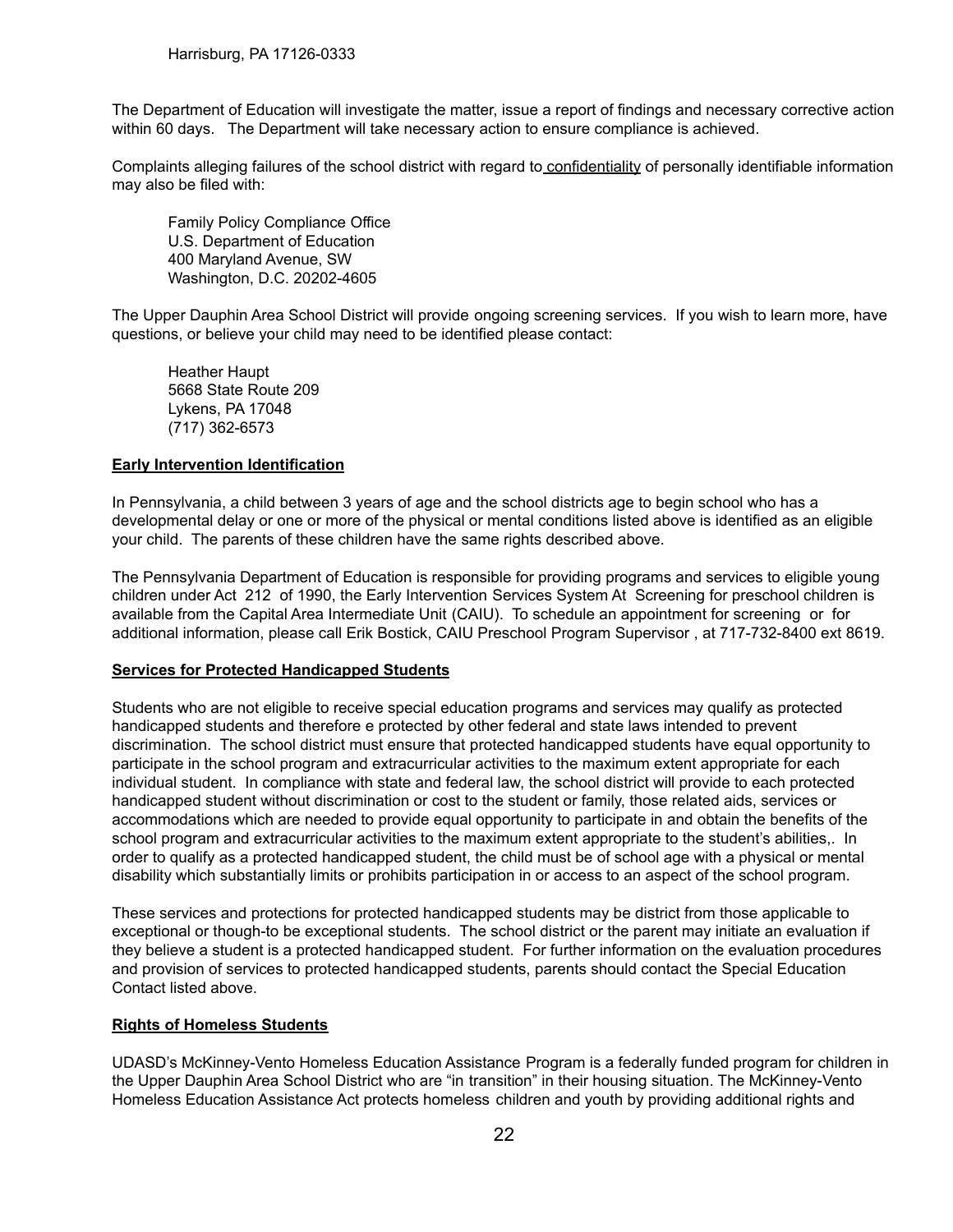Harrisburg, PA 17126-0333

The Department of Education will investigate the matter, issue a report of findings and necessary corrective action within 60 days. The Department will take necessary action to ensure compliance is achieved.

Complaints alleging failures of the school district with regard to confidentiality of personally identifiable information may also be filed with:

Family Policy Compliance Office
U.S. Department of Education
400 Maryland Avenue, SW
Washington, D.C. 20202-4605

The Upper Dauphin Area School District will provide ongoing screening services. If you wish to learn more, have questions, or believe your child may need to be identified please contact:

Heather Haupt
5668 State Route 209
Lykens, PA 17048
(717) 362-6573

**Early Intervention Identification**

In Pennsylvania, a child between 3 years of age and the school districts age to begin school who has a developmental delay or one or more of the physical or mental conditions listed above is identified as an eligible your child. The parents of these children have the same rights described above.

The Pennsylvania Department of Education is responsible for providing programs and services to eligible young children under Act 212 of 1990, the Early Intervention Services System At Screening for preschool children is available from the Capital Area Intermediate Unit (CAIU). To schedule an appointment for screening or for additional information, please call Erik Bostick, CAIU Preschool Program Supervisor , at 717-732-8400 ext 8619.

**Services for Protected Handicapped Students**

Students who are not eligible to receive special education programs and services may qualify as protected handicapped students and therefore e protected by other federal and state laws intended to prevent discrimination. The school district must ensure that protected handicapped students have equal opportunity to participate in the school program and extracurricular activities to the maximum extent appropriate for each individual student. In compliance with state and federal law, the school district will provide to each protected handicapped student without discrimination or cost to the student or family, those related aids, services or accommodations which are needed to provide equal opportunity to participate in and obtain the benefits of the school program and extracurricular activities to the maximum extent appropriate to the student's abilities,. In order to qualify as a protected handicapped student, the child must be of school age with a physical or mental disability which substantially limits or prohibits participation in or access to an aspect of the school program.

These services and protections for protected handicapped students may be district from those applicable to exceptional or though-to be exceptional students. The school district or the parent may initiate an evaluation if they believe a student is a protected handicapped student. For further information on the evaluation procedures and provision of services to protected handicapped students, parents should contact the Special Education Contact listed above.

**Rights of Homeless Students**

UDASD's McKinney-Vento Homeless Education Assistance Program is a federally funded program for children in the Upper Dauphin Area School District who are "in transition" in their housing situation. The McKinney-Vento Homeless Education Assistance Act protects homeless children and youth by providing additional rights and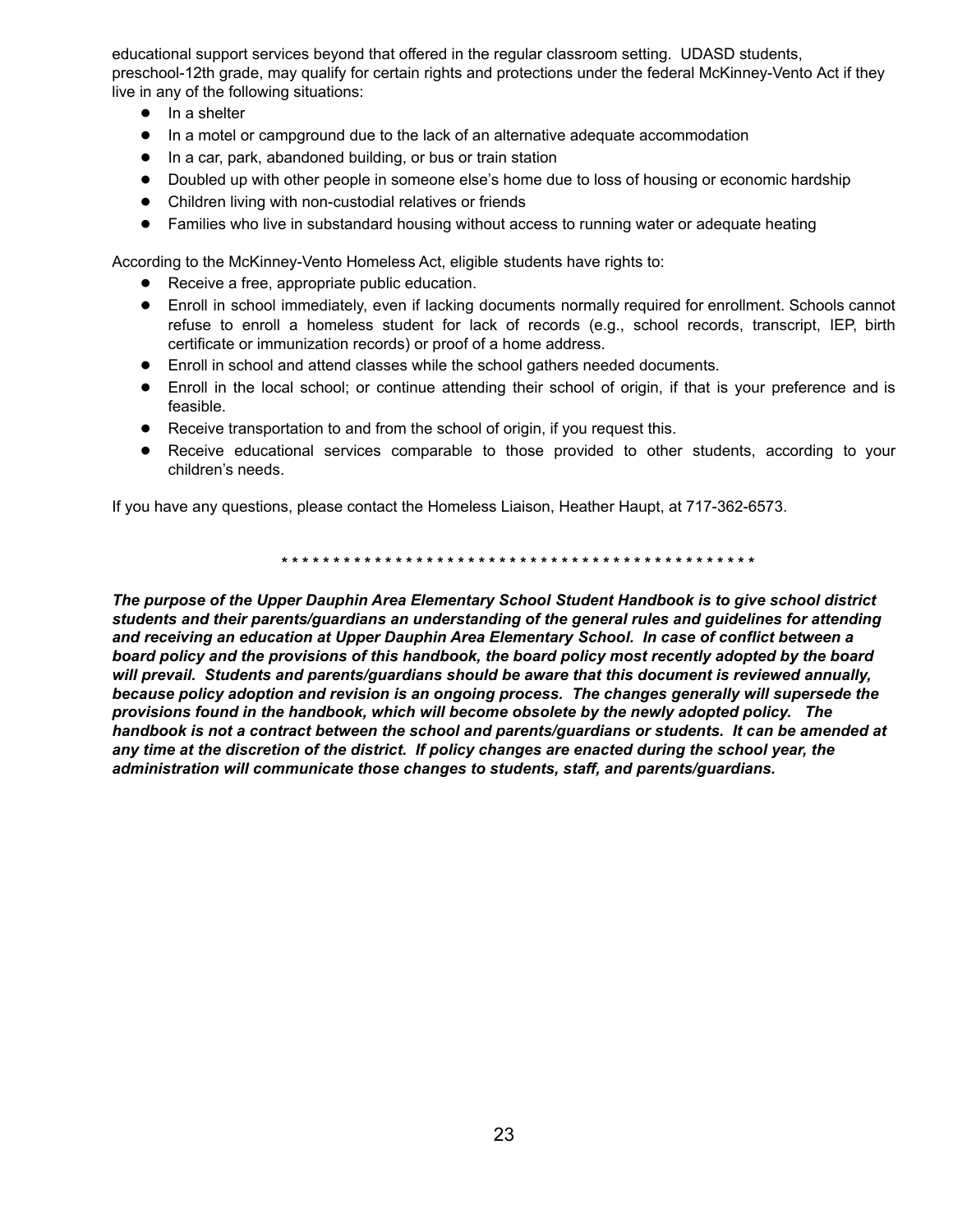educational support services beyond that offered in the regular classroom setting. UDASD students, preschool-12th grade, may qualify for certain rights and protections under the federal McKinney-Vento Act if they live in any of the following situations:

- In a shelter
- In a motel or campground due to the lack of an alternative adequate accommodation
- In a car, park, abandoned building, or bus or train station
- Doubled up with other people in someone else's home due to loss of housing or economic hardship
- Children living with non-custodial relatives or friends
- Families who live in substandard housing without access to running water or adequate heating

According to the McKinney-Vento Homeless Act, eligible students have rights to:

- Receive a free, appropriate public education.
- Enroll in school immediately, even if lacking documents normally required for enrollment. Schools cannot refuse to enroll a homeless student for lack of records (e.g., school records, transcript, IEP, birth certificate or immunization records) or proof of a home address.
- Enroll in school and attend classes while the school gathers needed documents.
- Enroll in the local school; or continue attending their school of origin, if that is your preference and is feasible.
- Receive transportation to and from the school of origin, if you request this.
- Receive educational services comparable to those provided to other students, according to your children's needs.

If you have any questions, please contact the Homeless Liaison, Heather Haupt, at 717-362-6573.

\* \* \* \* \* \* \* \* \* \* \* \* \* \* \* \* \* \* \* \* \* \* \* \* \* \* \* \* \* \* \* \* \* \* \* \* \* \* \* \* \* \* \* \* \* \* \* \* \*

***The purpose of the Upper Dauphin Area Elementary School Student Handbook is to give school district students and their parents/guardians an understanding of the general rules and guidelines for attending and receiving an education at Upper Dauphin Area Elementary School. In case of conflict between a board policy and the provisions of this handbook, the board policy most recently adopted by the board will prevail. Students and parents/guardians should be aware that this document is reviewed annually, because policy adoption and revision is an ongoing process. The changes generally will supersede the provisions found in the handbook, which will become obsolete by the newly adopted policy. The handbook is not a contract between the school and parents/guardians or students. It can be amended at any time at the discretion of the district. If policy changes are enacted during the school year, the administration will communicate those changes to students, staff, and parents/guardians.***